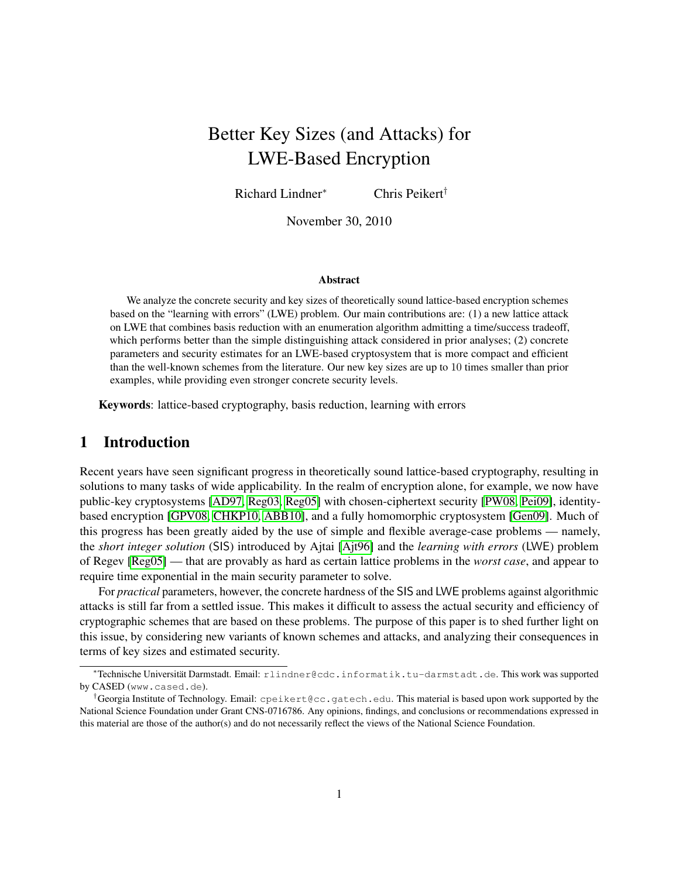# Better Key Sizes (and Attacks) for LWE-Based Encryption

Richard Lindner[*] Chris Peikert[†]

November 30, 2010

### Abstract

We analyze the concrete security and key sizes of theoretically sound lattice-based encryption schemes based on the "learning with errors" (LWE) problem. Our main contributions are: (1) a new lattice attack on LWE that combines basis reduction with an enumeration algorithm admitting a time/success tradeoff, which performs better than the simple distinguishing attack considered in prior analyses; (2) concrete parameters and security estimates for an LWE-based cryptosystem that is more compact and efficient than the well-known schemes from the literature. Our new key sizes are up to 10 times smaller than prior examples, while providing even stronger concrete security levels.

**Keywords**: lattice-based cryptography, basis reduction, learning with errors

## 1 Introduction

Recent years have seen significant progress in theoretically sound lattice-based cryptography, resulting in solutions to many tasks of wide applicability. In the realm of encryption alone, for example, we now have public-key cryptosystems [AD97, Reg03, Reg05] with chosen-ciphertext security [PW08, Pei09], identity-based encryption [GPV08, CHKP10, ABB10], and a fully homomorphic cryptosystem [Gen09]. Much of this progress has been greatly aided by the use of simple and flexible average-case problems — namely, the *short integer solution* (SIS) introduced by Ajtai [Ajt96] and the *learning with errors* (LWE) problem of Regev [Reg05] — that are provably as hard as certain lattice problems in the *worst case*, and appear to require time exponential in the main security parameter to solve.

For *practical* parameters, however, the concrete hardness of the SIS and LWE problems against algorithmic attacks is still far from a settled issue. This makes it difficult to assess the actual security and efficiency of cryptographic schemes that are based on these problems. The purpose of this paper is to shed further light on this issue, by considering new variants of known schemes and attacks, and analyzing their consequences in terms of key sizes and estimated security.

[*] Technische Universität Darmstadt. Email: rlindner@cdc.informatik.tu-darmstadt.de. This work was supported by CASED (www.cased.de).

[†] Georgia Institute of Technology. Email: cpeikert@cc.gatech.edu. This material is based upon work supported by the National Science Foundation under Grant CNS-0716786. Any opinions, findings, and conclusions or recommendations expressed in this material are those of the author(s) and do not necessarily reflect the views of the National Science Foundation.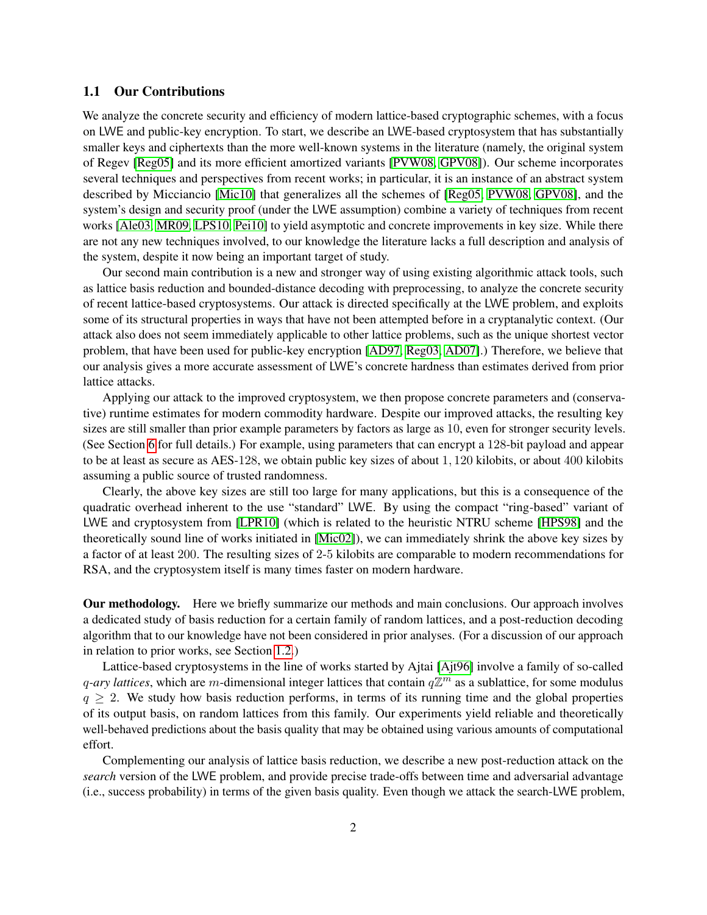### 1.1 Our Contributions

We analyze the concrete security and efficiency of modern lattice-based cryptographic schemes, with a focus on LWE and public-key encryption. To start, we describe an LWE-based cryptosystem that has substantially smaller keys and ciphertexts than the more well-known systems in the literature (namely, the original system of Regev [Reg05] and its more efficient amortized variants [PVW08, GPV08]). Our scheme incorporates several techniques and perspectives from recent works; in particular, it is an instance of an abstract system described by Micciancio [Mic10] that generalizes all the schemes of [Reg05, PVW08, GPV08], and the system's design and security proof (under the LWE assumption) combine a variety of techniques from recent works [Ale03, MR09, LPS10, Pei10] to yield asymptotic and concrete improvements in key size. While there are not any new techniques involved, to our knowledge the literature lacks a full description and analysis of the system, despite it now being an important target of study.

Our second main contribution is a new and stronger way of using existing algorithmic attack tools, such as lattice basis reduction and bounded-distance decoding with preprocessing, to analyze the concrete security of recent lattice-based cryptosystems. Our attack is directed specifically at the LWE problem, and exploits some of its structural properties in ways that have not been attempted before in a cryptanalytic context. (Our attack also does not seem immediately applicable to other lattice problems, such as the unique shortest vector problem, that have been used for public-key encryption [AD97, Reg03, AD07].) Therefore, we believe that our analysis gives a more accurate assessment of LWE's concrete hardness than estimates derived from prior lattice attacks.

Applying our attack to the improved cryptosystem, we then propose concrete parameters and (conservative) runtime estimates for modern commodity hardware. Despite our improved attacks, the resulting key sizes are still smaller than prior example parameters by factors as large as 10, even for stronger security levels. (See Section 6 for full details.) For example, using parameters that can encrypt a 128-bit payload and appear to be at least as secure as AES-128, we obtain public key sizes of about $1,120$ kilobits, or about $400$ kilobits assuming a public source of trusted randomness.

Clearly, the above key sizes are still too large for many applications, but this is a consequence of the quadratic overhead inherent to the use "standard" LWE. By using the compact "ring-based" variant of LWE and cryptosystem from [LPR10] (which is related to the heuristic NTRU scheme [HPS98] and the theoretically sound line of works initiated in [Mic02]), we can immediately shrink the above key sizes by a factor of at least 200. The resulting sizes of 2-5 kilobits are comparable to modern recommendations for RSA, and the cryptosystem itself is many times faster on modern hardware.

**Our methodology.** Here we briefly summarize our methods and main conclusions. Our approach involves a dedicated study of basis reduction for a certain family of random lattices, and a post-reduction decoding algorithm that to our knowledge have not been considered in prior analyses. (For a discussion of our approach in relation to prior works, see Section 1.2.)

Lattice-based cryptosystems in the line of works started by Ajtai [Ajt96] involve a family of so-called $q$*-ary lattices*, which are $m$-dimensional integer lattices that contain $q\mathbb{Z}^m$ as a sublattice, for some modulus $q \geq 2$. We study how basis reduction performs, in terms of its running time and the global properties of its output basis, on random lattices from this family. Our experiments yield reliable and theoretically well-behaved predictions about the basis quality that may be obtained using various amounts of computational effort.

Complementing our analysis of lattice basis reduction, we describe a new post-reduction attack on the *search* version of the LWE problem, and provide precise trade-offs between time and adversarial advantage (i.e., success probability) in terms of the given basis quality. Even though we attack the search-LWE problem,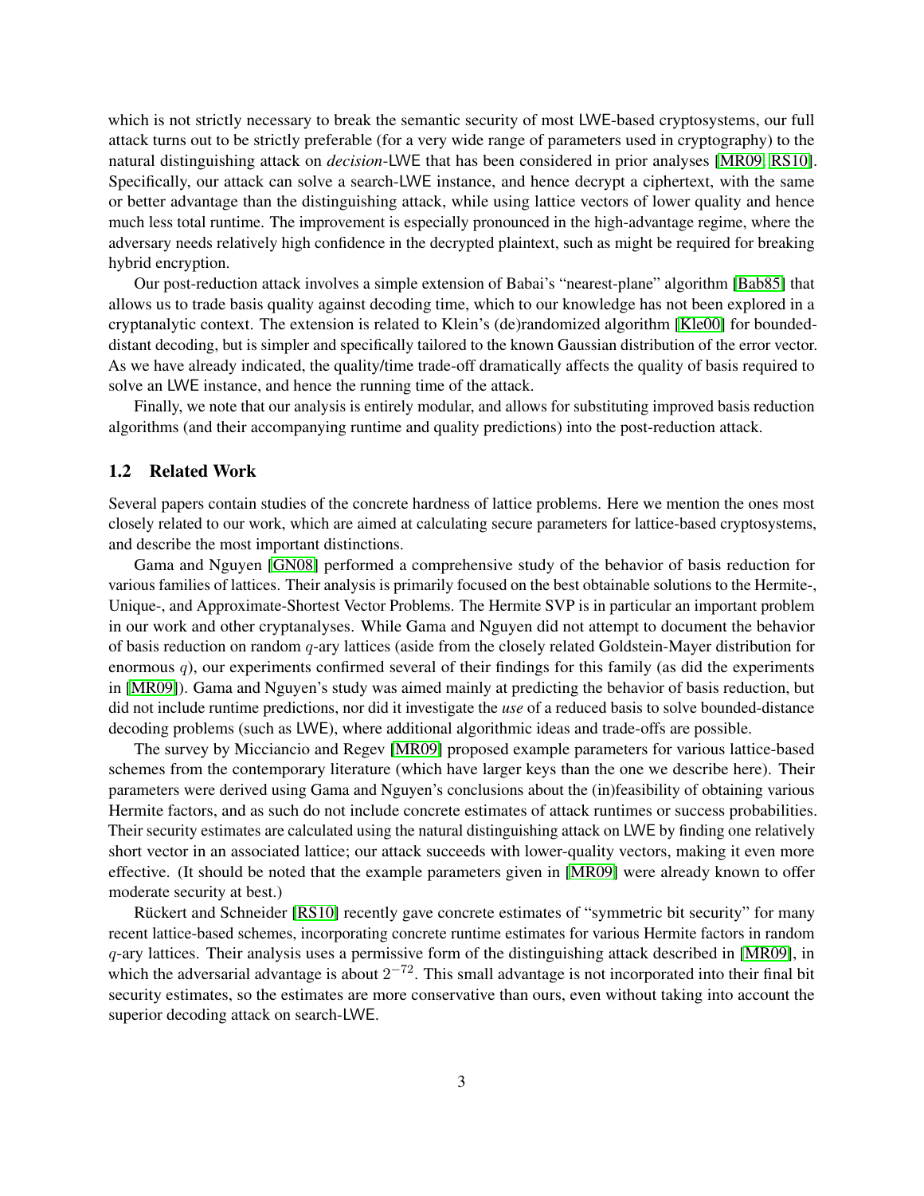which is not strictly necessary to break the semantic security of most LWE-based cryptosystems, our full attack turns out to be strictly preferable (for a very wide range of parameters used in cryptography) to the natural distinguishing attack on *decision*-LWE that has been considered in prior analyses [MR09, RS10]. Specifically, our attack can solve a search-LWE instance, and hence decrypt a ciphertext, with the same or better advantage than the distinguishing attack, while using lattice vectors of lower quality and hence much less total runtime. The improvement is especially pronounced in the high-advantage regime, where the adversary needs relatively high confidence in the decrypted plaintext, such as might be required for breaking hybrid encryption.

Our post-reduction attack involves a simple extension of Babai's "nearest-plane" algorithm [Bab85] that allows us to trade basis quality against decoding time, which to our knowledge has not been explored in a cryptanalytic context. The extension is related to Klein's (de)randomized algorithm [Kle00] for bounded-distant decoding, but is simpler and specifically tailored to the known Gaussian distribution of the error vector. As we have already indicated, the quality/time trade-off dramatically affects the quality of basis required to solve an LWE instance, and hence the running time of the attack.

Finally, we note that our analysis is entirely modular, and allows for substituting improved basis reduction algorithms (and their accompanying runtime and quality predictions) into the post-reduction attack.

## 1.2 Related Work

Several papers contain studies of the concrete hardness of lattice problems. Here we mention the ones most closely related to our work, which are aimed at calculating secure parameters for lattice-based cryptosystems, and describe the most important distinctions.

Gama and Nguyen [GN08] performed a comprehensive study of the behavior of basis reduction for various families of lattices. Their analysis is primarily focused on the best obtainable solutions to the Hermite-, Unique-, and Approximate-Shortest Vector Problems. The Hermite SVP is in particular an important problem in our work and other cryptanalyses. While Gama and Nguyen did not attempt to document the behavior of basis reduction on random $q$-ary lattices (aside from the closely related Goldstein-Mayer distribution for enormous $q$), our experiments confirmed several of their findings for this family (as did the experiments in [MR09]). Gama and Nguyen's study was aimed mainly at predicting the behavior of basis reduction, but did not include runtime predictions, nor did it investigate the *use* of a reduced basis to solve bounded-distance decoding problems (such as LWE), where additional algorithmic ideas and trade-offs are possible.

The survey by Micciancio and Regev [MR09] proposed example parameters for various lattice-based schemes from the contemporary literature (which have larger keys than the one we describe here). Their parameters were derived using Gama and Nguyen's conclusions about the (in)feasibility of obtaining various Hermite factors, and as such do not include concrete estimates of attack runtimes or success probabilities. Their security estimates are calculated using the natural distinguishing attack on LWE by finding one relatively short vector in an associated lattice; our attack succeeds with lower-quality vectors, making it even more effective. (It should be noted that the example parameters given in [MR09] were already known to offer moderate security at best.)

Rückert and Schneider [RS10] recently gave concrete estimates of "symmetric bit security" for many recent lattice-based schemes, incorporating concrete runtime estimates for various Hermite factors in random $q$-ary lattices. Their analysis uses a permissive form of the distinguishing attack described in [MR09], in which the adversarial advantage is about $2^{-72}$. This small advantage is not incorporated into their final bit security estimates, so the estimates are more conservative than ours, even without taking into account the superior decoding attack on search-LWE.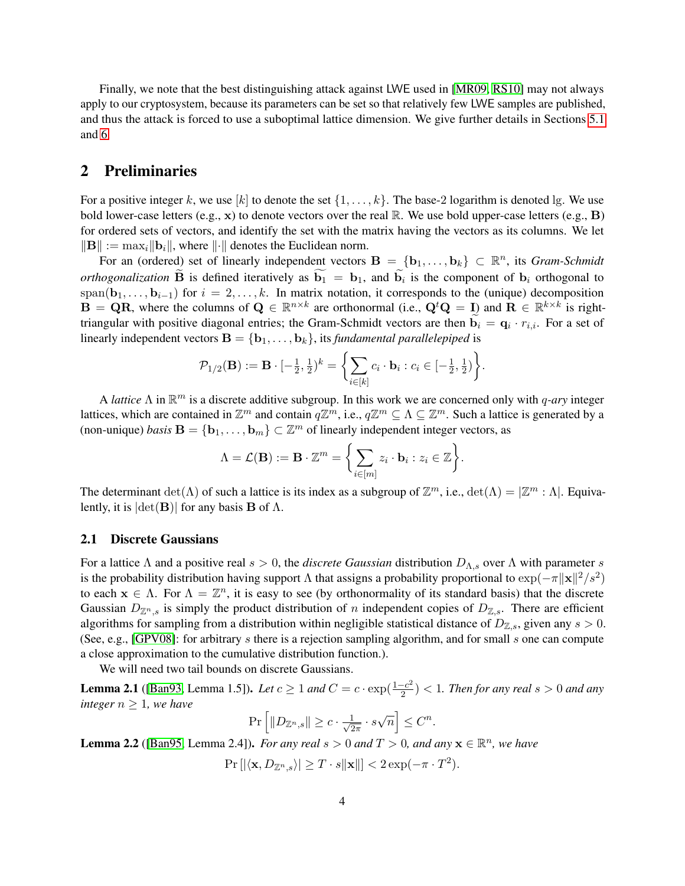Finally, we note that the best distinguishing attack against LWE used in [MR09, RS10] may not always apply to our cryptosystem, because its parameters can be set so that relatively few LWE samples are published, and thus the attack is forced to use a suboptimal lattice dimension. We give further details in Sections 5.1 and 6.

## 2 Preliminaries

For a positive integer $k$, we use $[k]$ to denote the set $\{1, \ldots, k\}$. The base-2 logarithm is denoted lg. We use bold lower-case letters (e.g., $\mathbf{x}$) to denote vectors over the real $\mathbb{R}$. We use bold upper-case letters (e.g., $\mathbf{B}$) for ordered sets of vectors, and identify the set with the matrix having the vectors as its columns. We let $\|\mathbf{B}\| := \max_i \|\mathbf{b}_i\|$, where $\|\cdot\|$ denotes the Euclidean norm.

For an (ordered) set of linearly independent vectors $\mathbf{B} = \{\mathbf{b}_1, \ldots, \mathbf{b}_k\} \subset \mathbb{R}^n$, its *Gram-Schmidt orthogonalization* $\widetilde{\mathbf{B}}$ is defined iteratively as $\widetilde{\mathbf{b}_1} = \mathbf{b}_1$, and $\widetilde{\mathbf{b}_i}$ is the component of $\mathbf{b}_i$ orthogonal to $\operatorname{span}(\mathbf{b}_1, \ldots, \mathbf{b}_{i-1})$ for $i = 2, \ldots, k$. In matrix notation, it corresponds to the (unique) decomposition $\mathbf{B} = \mathbf{Q}\mathbf{R}$, where the columns of $\mathbf{Q} \in \mathbb{R}^{n \times k}$ are orthonormal (i.e., $\mathbf{Q}^t\mathbf{Q} = \mathbf{I}$) and $\mathbf{R} \in \mathbb{R}^{k \times k}$ is right-triangular with positive diagonal entries; the Gram-Schmidt vectors are then $\widetilde{\mathbf{b}_i} = \mathbf{q}_i \cdot r_{i,i}$. For a set of linearly independent vectors $\mathbf{B} = \{\mathbf{b}_1, \ldots, \mathbf{b}_k\}$, its *fundamental parallelepiped* is

$$\mathcal{P}_{1/2}(\mathbf{B}) := \mathbf{B} \cdot [-\tfrac{1}{2}, \tfrac{1}{2})^k = \left\{ \sum_{i \in [k]} c_i \cdot \mathbf{b}_i : c_i \in [-\tfrac{1}{2}, \tfrac{1}{2}) \right\}.$$

A *lattice* $\Lambda$ in $\mathbb{R}^m$ is a discrete additive subgroup. In this work we are concerned only with *q-ary* integer lattices, which are contained in $\mathbb{Z}^m$ and contain $q\mathbb{Z}^m$, i.e., $q\mathbb{Z}^m \subseteq \Lambda \subseteq \mathbb{Z}^m$. Such a lattice is generated by a (non-unique) *basis* $\mathbf{B} = \{\mathbf{b}_1, \ldots, \mathbf{b}_m\} \subset \mathbb{Z}^m$ of linearly independent integer vectors, as

$$\Lambda = \mathcal{L}(\mathbf{B}) := \mathbf{B} \cdot \mathbb{Z}^m = \left\{ \sum_{i \in [m]} z_i \cdot \mathbf{b}_i : z_i \in \mathbb{Z} \right\}.$$

The determinant $\det(\Lambda)$ of such a lattice is its index as a subgroup of $\mathbb{Z}^m$, i.e., $\det(\Lambda) = |\mathbb{Z}^m : \Lambda|$. Equivalently, it is $|\det(\mathbf{B})|$ for any basis $\mathbf{B}$ of $\Lambda$.

### 2.1 Discrete Gaussians

For a lattice $\Lambda$ and a positive real $s > 0$, the *discrete Gaussian* distribution $D_{\Lambda,s}$ over $\Lambda$ with parameter $s$ is the probability distribution having support $\Lambda$ that assigns a probability proportional to $\exp(-\pi\|\mathbf{x}\|^2/s^2)$ to each $\mathbf{x} \in \Lambda$. For $\Lambda = \mathbb{Z}^n$, it is easy to see (by orthonormality of its standard basis) that the discrete Gaussian $D_{\mathbb{Z}^n,s}$ is simply the product distribution of $n$ independent copies of $D_{\mathbb{Z},s}$. There are efficient algorithms for sampling from a distribution within negligible statistical distance of $D_{\mathbb{Z},s}$, given any $s > 0$. (See, e.g., [GPV08]: for arbitrary $s$ there is a rejection sampling algorithm, and for small $s$ one can compute a close approximation to the cumulative distribution function.).

We will need two tail bounds on discrete Gaussians.

**Lemma 2.1** ([Ban93, Lemma 1.5]). *Let $c \geq 1$ and $C = c \cdot \exp(\frac{1-c^2}{2}) < 1$. Then for any real $s > 0$ and any integer $n \geq 1$, we have*

$$\Pr\left[ \|D_{\mathbb{Z}^n,s}\| \geq c \cdot \tfrac{1}{\sqrt{2\pi}} \cdot s\sqrt{n} \right] \leq C^n.$$

**Lemma 2.2** ([Ban95, Lemma 2.4]). *For any real $s > 0$ and $T > 0$, and any $\mathbf{x} \in \mathbb{R}^n$, we have*

$$\Pr\left[ |\langle \mathbf{x}, D_{\mathbb{Z}^n,s} \rangle| \geq T \cdot s\|\mathbf{x}\| \right] < 2\exp(-\pi \cdot T^2).$$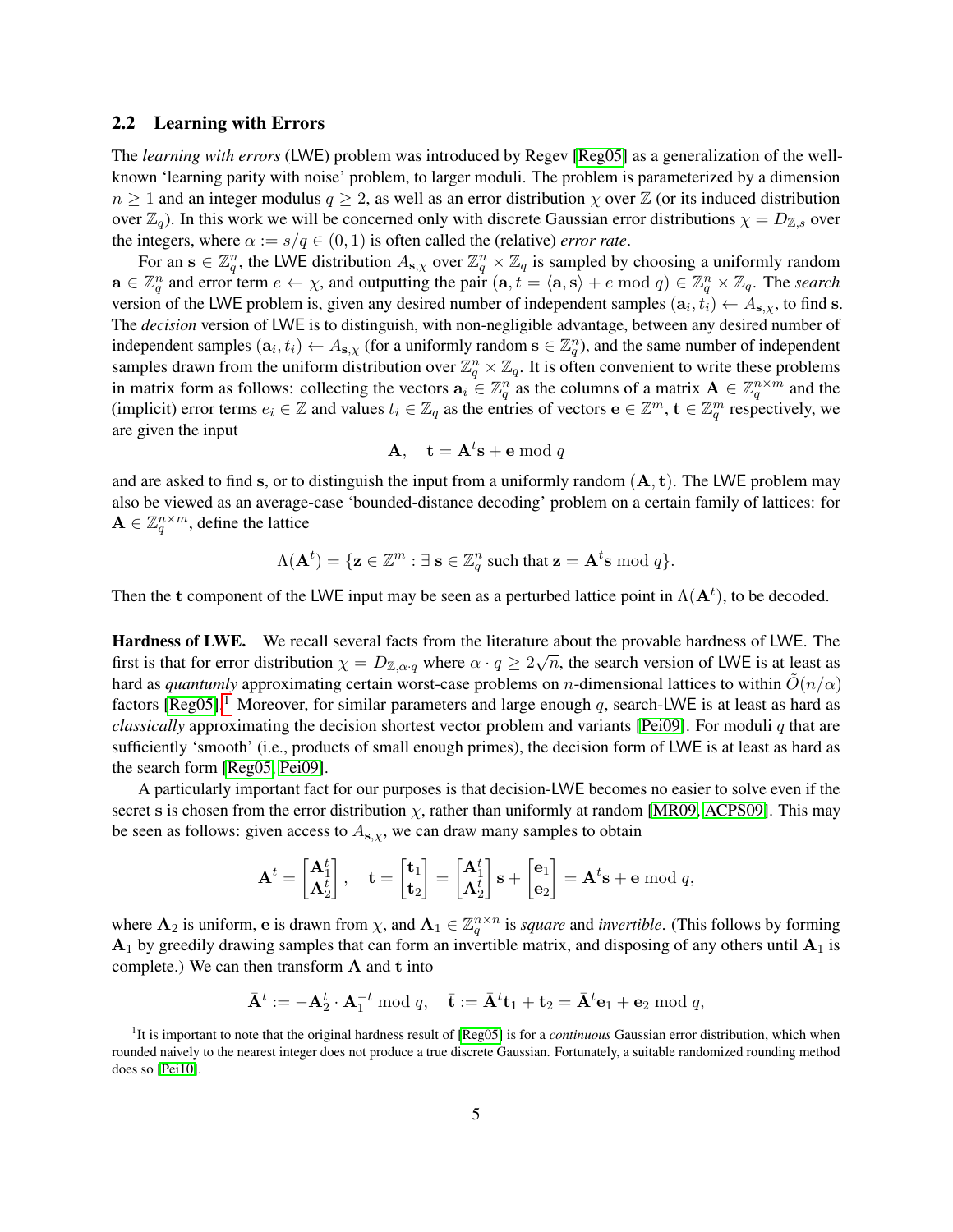## 2.2 Learning with Errors

The *learning with errors* (LWE) problem was introduced by Regev [Reg05] as a generalization of the well-known 'learning parity with noise' problem, to larger moduli. The problem is parameterized by a dimension $n \geq 1$ and an integer modulus $q \geq 2$, as well as an error distribution $\chi$ over $\mathbb{Z}$ (or its induced distribution over $\mathbb{Z}_q$). In this work we will be concerned only with discrete Gaussian error distributions $\chi = D_{\mathbb{Z},s}$ over the integers, where $\alpha := s/q \in (0,1)$ is often called the (relative) *error rate*.

For an $\mathbf{s} \in \mathbb{Z}_q^n$, the LWE distribution $A_{\mathbf{s},\chi}$ over $\mathbb{Z}_q^n \times \mathbb{Z}_q$ is sampled by choosing a uniformly random $\mathbf{a} \in \mathbb{Z}_q^n$ and error term $e \leftarrow \chi$, and outputting the pair $(\mathbf{a}, t = \langle \mathbf{a}, \mathbf{s} \rangle + e \bmod q) \in \mathbb{Z}_q^n \times \mathbb{Z}_q$. The *search* version of the LWE problem is, given any desired number of independent samples $(\mathbf{a}_i, t_i) \leftarrow A_{\mathbf{s},\chi}$, to find $\mathbf{s}$. The *decision* version of LWE is to distinguish, with non-negligible advantage, between any desired number of independent samples $(\mathbf{a}_i, t_i) \leftarrow A_{\mathbf{s},\chi}$ (for a uniformly random $\mathbf{s} \in \mathbb{Z}_q^n$), and the same number of independent samples drawn from the uniform distribution over $\mathbb{Z}_q^n \times \mathbb{Z}_q$. It is often convenient to write these problems in matrix form as follows: collecting the vectors $\mathbf{a}_i \in \mathbb{Z}_q^n$ as the columns of a matrix $\mathbf{A} \in \mathbb{Z}_q^{n \times m}$ and the (implicit) error terms $e_i \in \mathbb{Z}$ and values $t_i \in \mathbb{Z}_q$ as the entries of vectors $\mathbf{e} \in \mathbb{Z}^m$, $\mathbf{t} \in \mathbb{Z}_q^m$ respectively, we are given the input

$$\mathbf{A}, \quad \mathbf{t} = \mathbf{A}^t \mathbf{s} + \mathbf{e} \bmod q$$

and are asked to find $\mathbf{s}$, or to distinguish the input from a uniformly random $(\mathbf{A}, \mathbf{t})$. The LWE problem may also be viewed as an average-case 'bounded-distance decoding' problem on a certain family of lattices: for $\mathbf{A} \in \mathbb{Z}_q^{n \times m}$, define the lattice

$$\Lambda(\mathbf{A}^t) = \{\mathbf{z} \in \mathbb{Z}^m : \exists\, \mathbf{s} \in \mathbb{Z}_q^n \text{ such that } \mathbf{z} = \mathbf{A}^t \mathbf{s} \bmod q\}.$$

Then the $\mathbf{t}$ component of the LWE input may be seen as a perturbed lattice point in $\Lambda(\mathbf{A}^t)$, to be decoded.

**Hardness of LWE.** We recall several facts from the literature about the provable hardness of LWE. The first is that for error distribution $\chi = D_{\mathbb{Z},\alpha \cdot q}$ where $\alpha \cdot q \geq 2\sqrt{n}$, the search version of LWE is at least as hard as *quantumly* approximating certain worst-case problems on $n$-dimensional lattices to within $\tilde{O}(n/\alpha)$ factors [Reg05].[1] Moreover, for similar parameters and large enough $q$, search-LWE is at least as hard as *classically* approximating the decision shortest vector problem and variants [Pei09]. For moduli $q$ that are sufficiently 'smooth' (i.e., products of small enough primes), the decision form of LWE is at least as hard as the search form [Reg05, Pei09].

A particularly important fact for our purposes is that decision-LWE becomes no easier to solve even if the secret $\mathbf{s}$ is chosen from the error distribution $\chi$, rather than uniformly at random [MR09, ACPS09]. This may be seen as follows: given access to $A_{\mathbf{s},\chi}$, we can draw many samples to obtain

$$\mathbf{A}^t = \begin{bmatrix} \mathbf{A}_1^t \\ \mathbf{A}_2^t \end{bmatrix}, \quad \mathbf{t} = \begin{bmatrix} \mathbf{t}_1 \\ \mathbf{t}_2 \end{bmatrix} = \begin{bmatrix} \mathbf{A}_1^t \\ \mathbf{A}_2^t \end{bmatrix} \mathbf{s} + \begin{bmatrix} \mathbf{e}_1 \\ \mathbf{e}_2 \end{bmatrix} = \mathbf{A}^t \mathbf{s} + \mathbf{e} \bmod q,$$

where $\mathbf{A}_2$ is uniform, $\mathbf{e}$ is drawn from $\chi$, and $\mathbf{A}_1 \in \mathbb{Z}_q^{n \times n}$ is *square* and *invertible*. (This follows by forming $\mathbf{A}_1$ by greedily drawing samples that can form an invertible matrix, and disposing of any others until $\mathbf{A}_1$ is complete.) We can then transform $\mathbf{A}$ and $\mathbf{t}$ into

$$\bar{\mathbf{A}}^t := -\mathbf{A}_2^t \cdot \mathbf{A}_1^{-t} \bmod q, \quad \bar{\mathbf{t}} := \bar{\mathbf{A}}^t \mathbf{t}_1 + \mathbf{t}_2 = \bar{\mathbf{A}}^t \mathbf{e}_1 + \mathbf{e}_2 \bmod q,$$

[1] It is important to note that the original hardness result of [Reg05] is for a *continuous* Gaussian error distribution, which when rounded naively to the nearest integer does not produce a true discrete Gaussian. Fortunately, a suitable randomized rounding method does so [Pei10].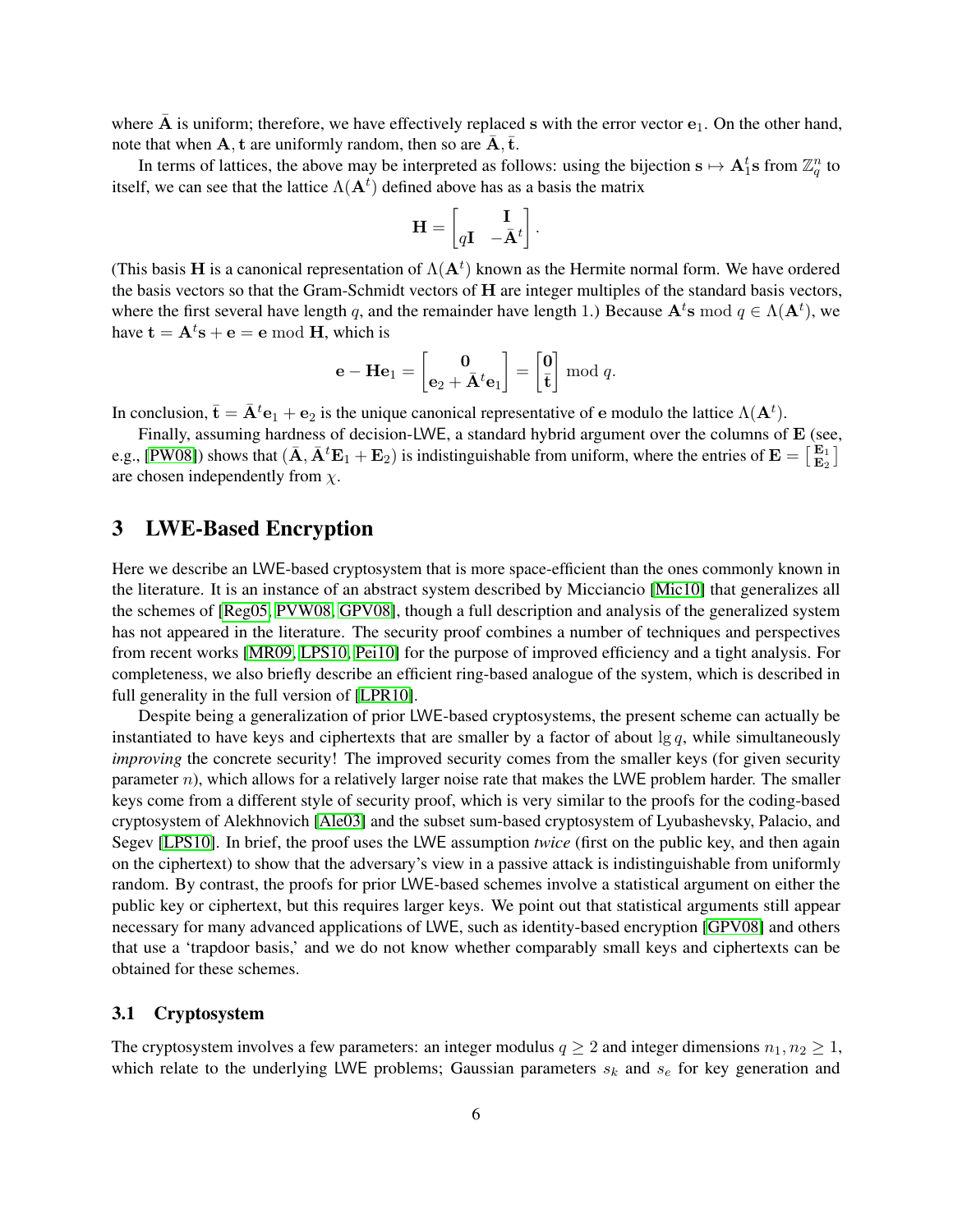where $\bar{\mathbf{A}}$ is uniform; therefore, we have effectively replaced $\mathbf{s}$ with the error vector $\mathbf{e}_1$. On the other hand, note that when $\mathbf{A}, \mathbf{t}$ are uniformly random, then so are $\bar{\mathbf{A}}, \bar{\mathbf{t}}$.

In terms of lattices, the above may be interpreted as follows: using the bijection $\mathbf{s} \mapsto \mathbf{A}_1^t \mathbf{s}$ from $\mathbb{Z}_q^n$ to itself, we can see that the lattice $\Lambda(\mathbf{A}^t)$ defined above has as a basis the matrix

$$\mathbf{H} = \begin{bmatrix} & \mathbf{I} \\ q\mathbf{I} & -\bar{\mathbf{A}}^t \end{bmatrix}.$$

(This basis $\mathbf{H}$ is a canonical representation of $\Lambda(\mathbf{A}^t)$ known as the Hermite normal form. We have ordered the basis vectors so that the Gram-Schmidt vectors of $\mathbf{H}$ are integer multiples of the standard basis vectors, where the first several have length $q$, and the remainder have length 1.) Because $\mathbf{A}^t\mathbf{s} \bmod q \in \Lambda(\mathbf{A}^t)$, we have $\mathbf{t} = \mathbf{A}^t\mathbf{s} + \mathbf{e} = \mathbf{e} \bmod \mathbf{H}$, which is

$$\mathbf{e} - \mathbf{H}\mathbf{e}_1 = \begin{bmatrix} \mathbf{0} \\ \mathbf{e}_2 + \bar{\mathbf{A}}^t\mathbf{e}_1 \end{bmatrix} = \begin{bmatrix} \mathbf{0} \\ \bar{\mathbf{t}} \end{bmatrix} \bmod q.$$

In conclusion, $\bar{\mathbf{t}} = \bar{\mathbf{A}}^t\mathbf{e}_1 + \mathbf{e}_2$ is the unique canonical representative of $\mathbf{e}$ modulo the lattice $\Lambda(\mathbf{A}^t)$.

Finally, assuming hardness of decision-LWE, a standard hybrid argument over the columns of $\mathbf{E}$ (see, e.g., [PW08]) shows that $(\bar{\mathbf{A}}, \bar{\mathbf{A}}^t\mathbf{E}_1 + \mathbf{E}_2)$ is indistinguishable from uniform, where the entries of $\mathbf{E} = \left[ \begin{smallmatrix} \mathbf{E}_1 \\ \mathbf{E}_2 \end{smallmatrix} \right]$ are chosen independently from $\chi$.

# 3 LWE-Based Encryption

Here we describe an LWE-based cryptosystem that is more space-efficient than the ones commonly known in the literature. It is an instance of an abstract system described by Micciancio [Mic10] that generalizes all the schemes of [Reg05, PVW08, GPV08], though a full description and analysis of the generalized system has not appeared in the literature. The security proof combines a number of techniques and perspectives from recent works [MR09, LPS10, Pei10] for the purpose of improved efficiency and a tight analysis. For completeness, we also briefly describe an efficient ring-based analogue of the system, which is described in full generality in the full version of [LPR10].

Despite being a generalization of prior LWE-based cryptosystems, the present scheme can actually be instantiated to have keys and ciphertexts that are smaller by a factor of about $\lg q$, while simultaneously *improving* the concrete security! The improved security comes from the smaller keys (for given security parameter $n$), which allows for a relatively larger noise rate that makes the LWE problem harder. The smaller keys come from a different style of security proof, which is very similar to the proofs for the coding-based cryptosystem of Alekhnovich [Ale03] and the subset sum-based cryptosystem of Lyubashevsky, Palacio, and Segev [LPS10]. In brief, the proof uses the LWE assumption *twice* (first on the public key, and then again on the ciphertext) to show that the adversary's view in a passive attack is indistinguishable from uniformly random. By contrast, the proofs for prior LWE-based schemes involve a statistical argument on either the public key or ciphertext, but this requires larger keys. We point out that statistical arguments still appear necessary for many advanced applications of LWE, such as identity-based encryption [GPV08] and others that use a 'trapdoor basis,' and we do not know whether comparably small keys and ciphertexts can be obtained for these schemes.

## 3.1 Cryptosystem

The cryptosystem involves a few parameters: an integer modulus $q \geq 2$ and integer dimensions $n_1, n_2 \geq 1$, which relate to the underlying LWE problems; Gaussian parameters $s_k$ and $s_e$ for key generation and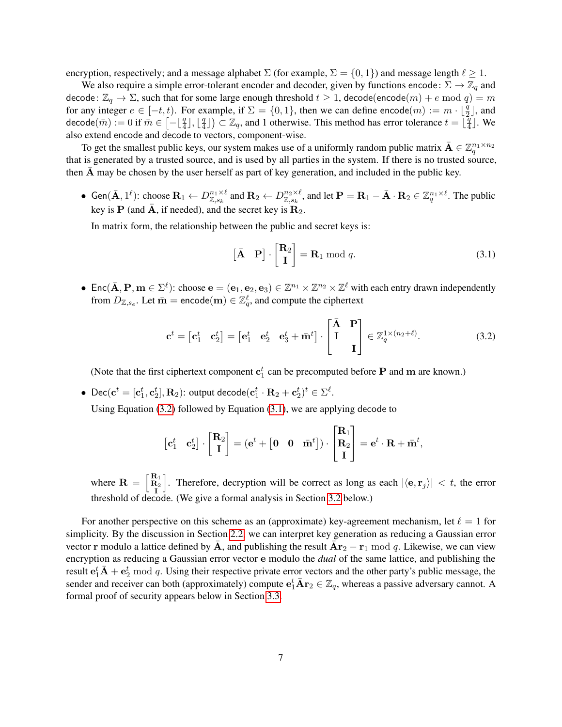encryption, respectively; and a message alphabet $\Sigma$ (for example, $\Sigma = \{0, 1\}$) and message length $\ell \geq 1$.

We also require a simple error-tolerant encoder and decoder, given by functions $\mathsf{encode}\colon \Sigma \to \mathbb{Z}_q$ and $\mathsf{decode}\colon \mathbb{Z}_q \to \Sigma$, such that for some large enough threshold $t \geq 1$, $\mathsf{decode}(\mathsf{encode}(m) + e \bmod q) = m$ for any integer $e \in [-t, t)$. For example, if $\Sigma = \{0, 1\}$, then we can define $\mathsf{encode}(m) := m \cdot \lfloor \frac{q}{2} \rfloor$, and $\mathsf{decode}(\bar{m}) := 0$ if $\bar{m} \in \left[-\lfloor \frac{q}{4} \rfloor, \lfloor \frac{q}{4} \rfloor\right) \subset \mathbb{Z}_q$, and 1 otherwise. This method has error tolerance $t = \lfloor \frac{q}{4} \rfloor$. We also extend $\mathsf{encode}$ and $\mathsf{decode}$ to vectors, component-wise.

To get the smallest public keys, our system makes use of a uniformly random public matrix $\bar{\mathbf{A}} \in \mathbb{Z}_q^{n_1 \times n_2}$ that is generated by a trusted source, and is used by all parties in the system. If there is no trusted source, then $\bar{\mathbf{A}}$ may be chosen by the user herself as part of key generation, and included in the public key.

- $\mathsf{Gen}(\bar{\mathbf{A}}, 1^\ell)$: choose $\mathbf{R}_1 \leftarrow D_{\mathbb{Z}, s_k}^{n_1 \times \ell}$ and $\mathbf{R}_2 \leftarrow D_{\mathbb{Z}, s_k}^{n_2 \times \ell}$, and let $\mathbf{P} = \mathbf{R}_1 - \bar{\mathbf{A}} \cdot \mathbf{R}_2 \in \mathbb{Z}_q^{n_1 \times \ell}$. The public key is $\mathbf{P}$ (and $\bar{\mathbf{A}}$, if needed), and the secret key is $\mathbf{R}_2$.

  In matrix form, the relationship between the public and secret keys is:

$$\begin{bmatrix} \bar{\mathbf{A}} & \mathbf{P} \end{bmatrix} \cdot \begin{bmatrix} \mathbf{R}_2 \\ \mathbf{I} \end{bmatrix} = \mathbf{R}_1 \bmod q. \tag{3.1}$$

- $\mathsf{Enc}(\bar{\mathbf{A}}, \mathbf{P}, \mathbf{m} \in \Sigma^\ell)$: choose $\mathbf{e} = (\mathbf{e}_1, \mathbf{e}_2, \mathbf{e}_3) \in \mathbb{Z}^{n_1} \times \mathbb{Z}^{n_2} \times \mathbb{Z}^\ell$ with each entry drawn independently from $D_{\mathbb{Z}, s_e}$. Let $\bar{\mathbf{m}} = \mathsf{encode}(\mathbf{m}) \in \mathbb{Z}_q^\ell$, and compute the ciphertext

$$\mathbf{c}^t = \begin{bmatrix} \mathbf{c}_1^t & \mathbf{c}_2^t \end{bmatrix} = \begin{bmatrix} \mathbf{e}_1^t & \mathbf{e}_2^t & \mathbf{e}_3^t + \bar{\mathbf{m}}^t \end{bmatrix} \cdot \begin{bmatrix} \bar{\mathbf{A}} & \mathbf{P} \\ \mathbf{I} & \\ & \mathbf{I} \end{bmatrix} \in \mathbb{Z}_q^{1 \times (n_2 + \ell)}. \tag{3.2}$$

  (Note that the first ciphertext component $\mathbf{c}_1^t$ can be precomputed before $\mathbf{P}$ and $\mathbf{m}$ are known.)

- $\mathsf{Dec}(\mathbf{c}^t = [\mathbf{c}_1^t, \mathbf{c}_2^t], \mathbf{R}_2)$: output $\mathsf{decode}(\mathbf{c}_1^t \cdot \mathbf{R}_2 + \mathbf{c}_2^t)^t \in \Sigma^\ell$.

  Using Equation (3.2) followed by Equation (3.1), we are applying decode to

$$\begin{bmatrix} \mathbf{c}_1^t & \mathbf{c}_2^t \end{bmatrix} \cdot \begin{bmatrix} \mathbf{R}_2 \\ \mathbf{I} \end{bmatrix} = (\mathbf{e}^t + \begin{bmatrix} \mathbf{0} & \mathbf{0} & \bar{\mathbf{m}}^t \end{bmatrix}) \cdot \begin{bmatrix} \mathbf{R}_1 \\ \mathbf{R}_2 \\ \mathbf{I} \end{bmatrix} = \mathbf{e}^t \cdot \mathbf{R} + \bar{\mathbf{m}}^t,$$

  where $\mathbf{R} = \begin{bmatrix} \mathbf{R}_1 \\ \mathbf{R}_2 \\ \mathbf{I} \end{bmatrix}$. Therefore, decryption will be correct as long as each $|\langle \mathbf{e}, \mathbf{r}_j \rangle| < t$, the error threshold of decode. (We give a formal analysis in Section 3.2 below.)

For another perspective on this scheme as an (approximate) key-agreement mechanism, let $\ell = 1$ for simplicity. By the discussion in Section 2.2, we can interpret key generation as reducing a Gaussian error vector $\mathbf{r}$ modulo a lattice defined by $\bar{\mathbf{A}}$, and publishing the result $\bar{\mathbf{A}}\mathbf{r}_2 - \mathbf{r}_1 \bmod q$. Likewise, we can view encryption as reducing a Gaussian error vector $\mathbf{e}$ modulo the *dual* of the same lattice, and publishing the result $\mathbf{e}_1^t \bar{\mathbf{A}} + \mathbf{e}_2^t \bmod q$. Using their respective private error vectors and the other party's public message, the sender and receiver can both (approximately) compute $\mathbf{e}_1^t \bar{\mathbf{A}} \mathbf{r}_2 \in \mathbb{Z}_q$, whereas a passive adversary cannot. A formal proof of security appears below in Section 3.3.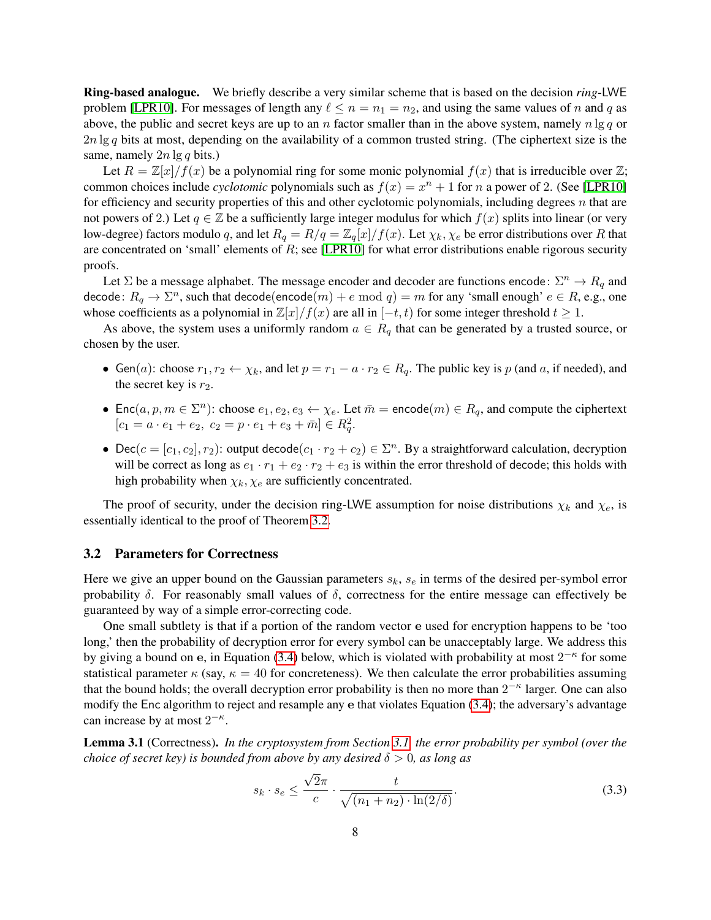**Ring-based analogue.** We briefly describe a very similar scheme that is based on the decision *ring*-LWE problem [LPR10]. For messages of length any $\ell \leq n = n_1 = n_2$, and using the same values of $n$ and $q$ as above, the public and secret keys are up to an $n$ factor smaller than in the above system, namely $n \lg q$ or $2n \lg q$ bits at most, depending on the availability of a common trusted string. (The ciphertext size is the same, namely $2n \lg q$ bits.)

Let $R = \mathbb{Z}[x]/f(x)$ be a polynomial ring for some monic polynomial $f(x)$ that is irreducible over $\mathbb{Z}$; common choices include *cyclotomic* polynomials such as $f(x) = x^n + 1$ for $n$ a power of 2. (See [LPR10] for efficiency and security properties of this and other cyclotomic polynomials, including degrees $n$ that are not powers of 2.) Let $q \in \mathbb{Z}$ be a sufficiently large integer modulus for which $f(x)$ splits into linear (or very low-degree) factors modulo $q$, and let $R_q = R/q = \mathbb{Z}_q[x]/f(x)$. Let $\chi_k, \chi_e$ be error distributions over $R$ that are concentrated on 'small' elements of $R$; see [LPR10] for what error distributions enable rigorous security proofs.

Let $\Sigma$ be a message alphabet. The message encoder and decoder are functions $\mathsf{encode}\colon \Sigma^n \to R_q$ and $\mathsf{decode}\colon R_q \to \Sigma^n$, such that $\mathsf{decode}(\mathsf{encode}(m) + e \bmod q) = m$ for any 'small enough' $e \in R$, e.g., one whose coefficients as a polynomial in $\mathbb{Z}[x]/f(x)$ are all in $[-t, t)$ for some integer threshold $t \geq 1$.

As above, the system uses a uniformly random $a \in R_q$ that can be generated by a trusted source, or chosen by the user.

- $\mathsf{Gen}(a)$: choose $r_1, r_2 \leftarrow \chi_k$, and let $p = r_1 - a \cdot r_2 \in R_q$. The public key is $p$ (and $a$, if needed), and the secret key is $r_2$.
- $\mathsf{Enc}(a, p, m \in \Sigma^n)$: choose $e_1, e_2, e_3 \leftarrow \chi_e$. Let $\bar{m} = \mathsf{encode}(m) \in R_q$, and compute the ciphertext $[c_1 = a \cdot e_1 + e_2,\ c_2 = p \cdot e_1 + e_3 + \bar{m}] \in R_q^2$.
- $\mathsf{Dec}(c = [c_1, c_2], r_2)$: output $\mathsf{decode}(c_1 \cdot r_2 + c_2) \in \Sigma^n$. By a straightforward calculation, decryption will be correct as long as $e_1 \cdot r_1 + e_2 \cdot r_2 + e_3$ is within the error threshold of $\mathsf{decode}$; this holds with high probability when $\chi_k, \chi_e$ are sufficiently concentrated.

The proof of security, under the decision ring-LWE assumption for noise distributions $\chi_k$ and $\chi_e$, is essentially identical to the proof of Theorem 3.2.

### 3.2 Parameters for Correctness

Here we give an upper bound on the Gaussian parameters $s_k$, $s_e$ in terms of the desired per-symbol error probability $\delta$. For reasonably small values of $\delta$, correctness for the entire message can effectively be guaranteed by way of a simple error-correcting code.

One small subtlety is that if a portion of the random vector $\mathbf{e}$ used for encryption happens to be 'too long,' then the probability of decryption error for every symbol can be unacceptably large. We address this by giving a bound on $\mathbf{e}$, in Equation (3.4) below, which is violated with probability at most $2^{-\kappa}$ for some statistical parameter $\kappa$ (say, $\kappa = 40$ for concreteness). We then calculate the error probabilities assuming that the bound holds; the overall decryption error probability is then no more than $2^{-\kappa}$ larger. One can also modify the $\mathsf{Enc}$ algorithm to reject and resample any $\mathbf{e}$ that violates Equation (3.4); the adversary's advantage can increase by at most $2^{-\kappa}$.

**Lemma 3.1** (Correctness). *In the cryptosystem from Section 3.1, the error probability per symbol (over the choice of secret key) is bounded from above by any desired $\delta > 0$, as long as*

$$s_k \cdot s_e \leq \frac{\sqrt{2}\pi}{c} \cdot \frac{t}{\sqrt{(n_1 + n_2) \cdot \ln(2/\delta)}}. \tag{3.3}$$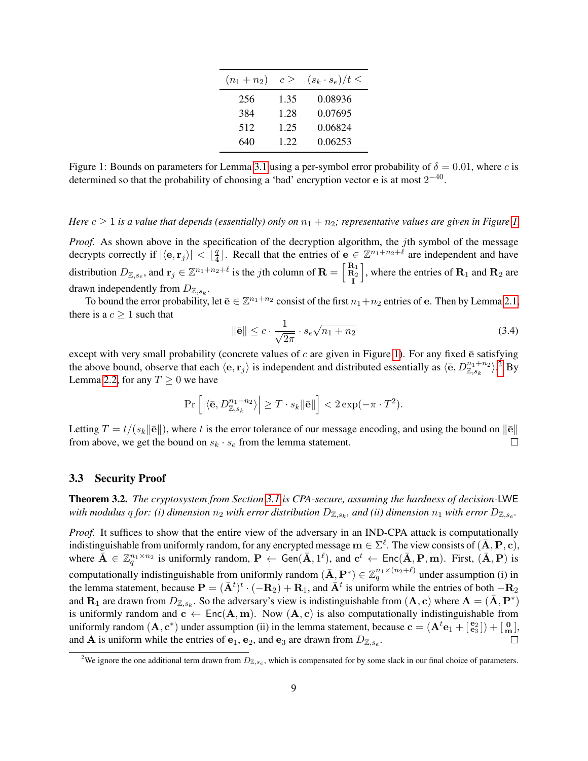| $(n_1 + n_2)$ | $c \geq$ | $(s_k \cdot s_e)/t \leq$ |
|---|---|---|
| 256 | 1.35 | 0.08936 |
| 384 | 1.28 | 0.07695 |
| 512 | 1.25 | 0.06824 |
| 640 | 1.22 | 0.06253 |

Figure 1: Bounds on parameters for Lemma 3.1 using a per-symbol error probability of $\delta = 0.01$, where $c$ is determined so that the probability of choosing a 'bad' encryption vector $\mathbf{e}$ is at most $2^{-40}$.

*Here $c \geq 1$ is a value that depends (essentially) only on $n_1 + n_2$; representative values are given in Figure 1.*

*Proof.* As shown above in the specification of the decryption algorithm, the $j$th symbol of the message decrypts correctly if $|\langle \mathbf{e}, \mathbf{r}_j \rangle| < \lfloor \frac{q}{4} \rfloor$. Recall that the entries of $\mathbf{e} \in \mathbb{Z}^{n_1+n_2+\ell}$ are independent and have distribution $D_{\mathbb{Z},s_e}$, and $\mathbf{r}_j \in \mathbb{Z}^{n_1+n_2+\ell}$ is the $j$th column of $\mathbf{R} = \left[\begin{smallmatrix} \mathbf{R}_1 \\ \mathbf{R}_2 \\ \mathbf{I} \end{smallmatrix}\right]$, where the entries of $\mathbf{R}_1$ and $\mathbf{R}_2$ are drawn independently from $D_{\mathbb{Z},s_k}$.

To bound the error probability, let $\bar{\mathbf{e}} \in \mathbb{Z}^{n_1+n_2}$ consist of the first $n_1+n_2$ entries of $\mathbf{e}$. Then by Lemma 2.1, there is a $c \geq 1$ such that

$$\|\bar{\mathbf{e}}\| \leq c \cdot \frac{1}{\sqrt{2\pi}} \cdot s_e \sqrt{n_1 + n_2} \tag{3.4}$$

except with very small probability (concrete values of $c$ are given in Figure 1). For any fixed $\bar{\mathbf{e}}$ satisfying the above bound, observe that each $\langle \mathbf{e}, \mathbf{r}_j \rangle$ is independent and distributed essentially as $\langle \bar{\mathbf{e}}, D_{\mathbb{Z},s_k}^{n_1+n_2} \rangle$.[2] By Lemma 2.2, for any $T \geq 0$ we have

$$\Pr\left[ \left| \langle \bar{\mathbf{e}}, D_{\mathbb{Z},s_k}^{n_1+n_2} \rangle \right| \geq T \cdot s_k \|\bar{\mathbf{e}}\| \right] < 2\exp(-\pi \cdot T^2).$$

Letting $T = t/(s_k \|\bar{\mathbf{e}}\|)$, where $t$ is the error tolerance of our message encoding, and using the bound on $\|\bar{\mathbf{e}}\|$ from above, we get the bound on $s_k \cdot s_e$ from the lemma statement. ∎

### 3.3 Security Proof

**Theorem 3.2.** *The cryptosystem from Section 3.1 is CPA-secure, assuming the hardness of decision-LWE with modulus $q$ for: (i) dimension $n_2$ with error distribution $D_{\mathbb{Z},s_k}$, and (ii) dimension $n_1$ with error $D_{\mathbb{Z},s_e}$.*

*Proof.* It suffices to show that the entire view of the adversary in an IND-CPA attack is computationally indistinguishable from uniformly random, for any encrypted message $\mathbf{m} \in \Sigma^\ell$. The view consists of $(\bar{\mathbf{A}}, \mathbf{P}, \mathbf{c})$, where $\bar{\mathbf{A}} \in \mathbb{Z}_q^{n_1 \times n_2}$ is uniformly random, $\mathbf{P} \leftarrow \mathsf{Gen}(\bar{\mathbf{A}}, 1^\ell)$, and $\mathbf{c}^t \leftarrow \mathsf{Enc}(\bar{\mathbf{A}}, \mathbf{P}, \mathbf{m})$. First, $(\bar{\mathbf{A}}, \mathbf{P})$ is computationally indistinguishable from uniformly random $(\bar{\mathbf{A}}, \mathbf{P}^*) \in \mathbb{Z}_q^{n_1 \times (n_2+\ell)}$ under assumption (i) in the lemma statement, because $\mathbf{P} = (\bar{\mathbf{A}}^t)^t \cdot (-\mathbf{R}_2) + \mathbf{R}_1$, and $\bar{\mathbf{A}}^t$ is uniform while the entries of both $-\mathbf{R}_2$ and $\mathbf{R}_1$ are drawn from $D_{\mathbb{Z},s_k}$. So the adversary's view is indistinguishable from $(\mathbf{A}, \mathbf{c})$ where $\mathbf{A} = (\bar{\mathbf{A}}, \mathbf{P}^*)$ is uniformly random and $\mathbf{c} \leftarrow \mathsf{Enc}(\mathbf{A}, \mathbf{m})$. Now $(\mathbf{A}, \mathbf{c})$ is also computationally indistinguishable from uniformly random $(\mathbf{A}, \mathbf{c}^*)$ under assumption (ii) in the lemma statement, because $\mathbf{c} = (\mathbf{A}^t \mathbf{e}_1 + \left[\begin{smallmatrix} \mathbf{e}_2 \\ \mathbf{e}_3 \end{smallmatrix}\right]) + \left[\begin{smallmatrix} \mathbf{0} \\ \mathbf{m} \end{smallmatrix}\right]$, and $\mathbf{A}$ is uniform while the entries of $\mathbf{e}_1$, $\mathbf{e}_2$, and $\mathbf{e}_3$ are drawn from $D_{\mathbb{Z},s_e}$. ∎

[2] We ignore the one additional term drawn from $D_{\mathbb{Z},s_e}$, which is compensated for by some slack in our final choice of parameters.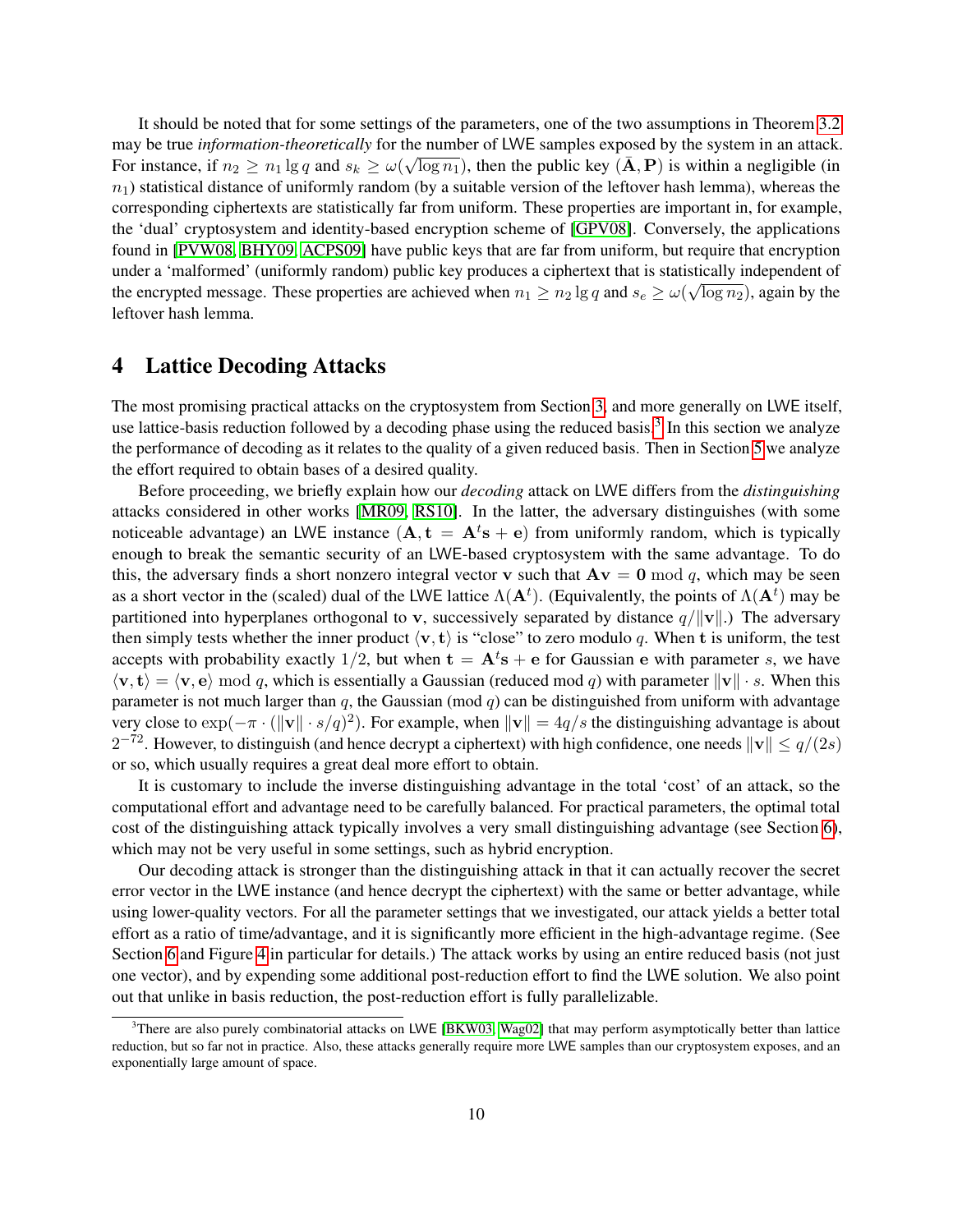It should be noted that for some settings of the parameters, one of the two assumptions in Theorem 3.2 may be true *information-theoretically* for the number of LWE samples exposed by the system in an attack. For instance, if $n_2 \geq n_1 \lg q$ and $s_k \geq \omega(\sqrt{\log n_1})$, then the public key $(\bar{\mathbf{A}}, \mathbf{P})$ is within a negligible (in $n_1$) statistical distance of uniformly random (by a suitable version of the leftover hash lemma), whereas the corresponding ciphertexts are statistically far from uniform. These properties are important in, for example, the 'dual' cryptosystem and identity-based encryption scheme of [GPV08]. Conversely, the applications found in [PVW08, BHY09, ACPS09] have public keys that are far from uniform, but require that encryption under a 'malformed' (uniformly random) public key produces a ciphertext that is statistically independent of the encrypted message. These properties are achieved when $n_1 \geq n_2 \lg q$ and $s_e \geq \omega(\sqrt{\log n_2})$, again by the leftover hash lemma.

# 4 Lattice Decoding Attacks

The most promising practical attacks on the cryptosystem from Section 3, and more generally on LWE itself, use lattice-basis reduction followed by a decoding phase using the reduced basis.[3] In this section we analyze the performance of decoding as it relates to the quality of a given reduced basis. Then in Section 5 we analyze the effort required to obtain bases of a desired quality.

Before proceeding, we briefly explain how our *decoding* attack on LWE differs from the *distinguishing* attacks considered in other works [MR09, RS10]. In the latter, the adversary distinguishes (with some noticeable advantage) an LWE instance $(\mathbf{A}, \mathbf{t} = \mathbf{A}^t\mathbf{s} + \mathbf{e})$ from uniformly random, which is typically enough to break the semantic security of an LWE-based cryptosystem with the same advantage. To do this, the adversary finds a short nonzero integral vector $\mathbf{v}$ such that $\mathbf{A}\mathbf{v} = \mathbf{0} \bmod q$, which may be seen as a short vector in the (scaled) dual of the LWE lattice $\Lambda(\mathbf{A}^t)$. (Equivalently, the points of $\Lambda(\mathbf{A}^t)$ may be partitioned into hyperplanes orthogonal to $\mathbf{v}$, successively separated by distance $q/\|\mathbf{v}\|$.) The adversary then simply tests whether the inner product $\langle \mathbf{v}, \mathbf{t} \rangle$ is "close" to zero modulo $q$. When $\mathbf{t}$ is uniform, the test accepts with probability exactly $1/2$, but when $\mathbf{t} = \mathbf{A}^t\mathbf{s} + \mathbf{e}$ for Gaussian $\mathbf{e}$ with parameter $s$, we have $\langle \mathbf{v}, \mathbf{t} \rangle = \langle \mathbf{v}, \mathbf{e} \rangle \bmod q$, which is essentially a Gaussian (reduced mod $q$) with parameter $\|\mathbf{v}\| \cdot s$. When this parameter is not much larger than $q$, the Gaussian (mod $q$) can be distinguished from uniform with advantage very close to $\exp(-\pi \cdot (\|\mathbf{v}\| \cdot s/q)^2)$. For example, when $\|\mathbf{v}\| = 4q/s$ the distinguishing advantage is about $2^{-72}$. However, to distinguish (and hence decrypt a ciphertext) with high confidence, one needs $\|\mathbf{v}\| \leq q/(2s)$ or so, which usually requires a great deal more effort to obtain.

It is customary to include the inverse distinguishing advantage in the total 'cost' of an attack, so the computational effort and advantage need to be carefully balanced. For practical parameters, the optimal total cost of the distinguishing attack typically involves a very small distinguishing advantage (see Section 6), which may not be very useful in some settings, such as hybrid encryption.

Our decoding attack is stronger than the distinguishing attack in that it can actually recover the secret error vector in the LWE instance (and hence decrypt the ciphertext) with the same or better advantage, while using lower-quality vectors. For all the parameter settings that we investigated, our attack yields a better total effort as a ratio of time/advantage, and it is significantly more efficient in the high-advantage regime. (See Section 6 and Figure 4 in particular for details.) The attack works by using an entire reduced basis (not just one vector), and by expending some additional post-reduction effort to find the LWE solution. We also point out that unlike in basis reduction, the post-reduction effort is fully parallelizable.

[3] There are also purely combinatorial attacks on LWE [BKW03, Wag02] that may perform asymptotically better than lattice reduction, but so far not in practice. Also, these attacks generally require more LWE samples than our cryptosystem exposes, and an exponentially large amount of space.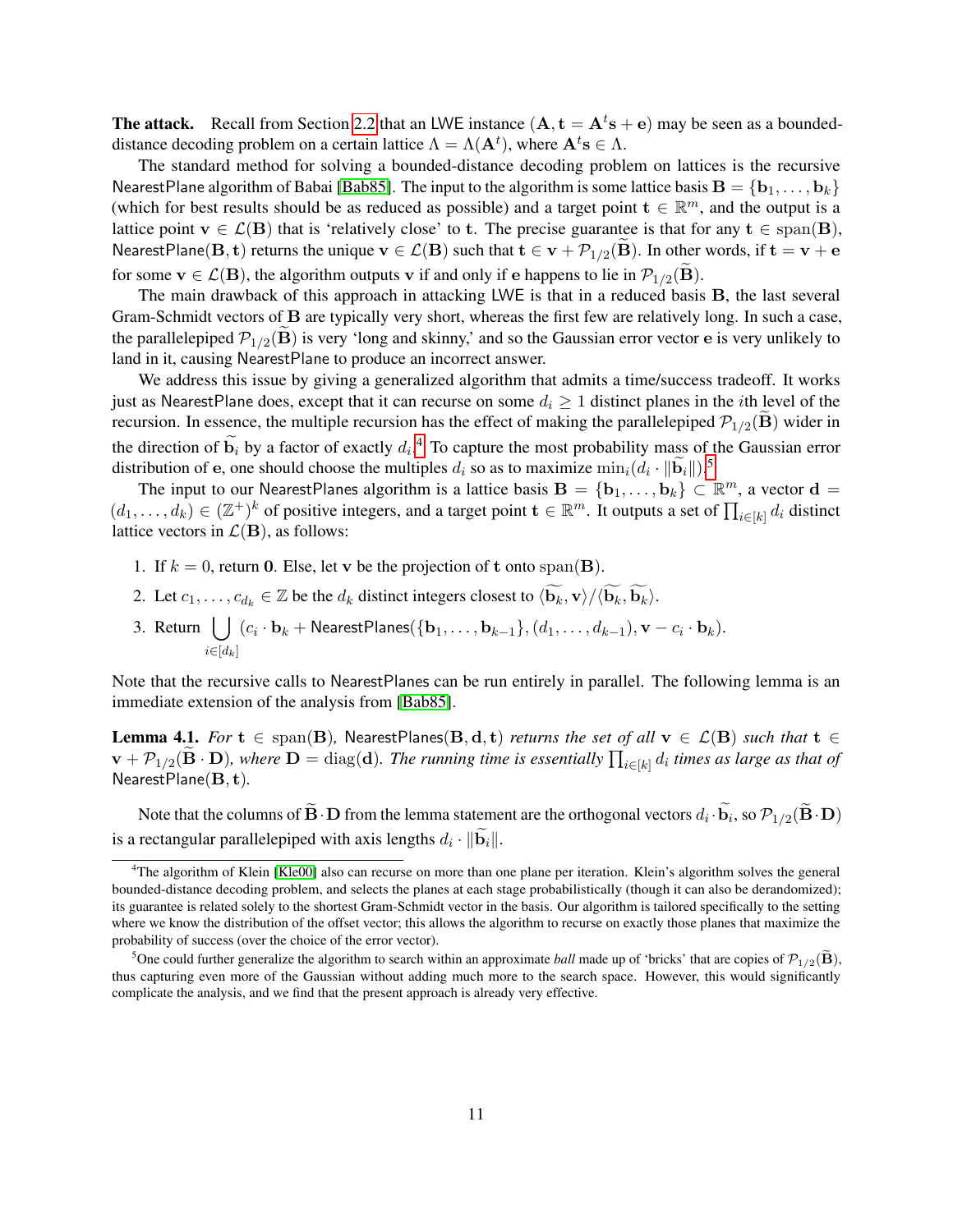**The attack.** Recall from Section 2.2 that an LWE instance $(\mathbf{A}, \mathbf{t} = \mathbf{A}^t\mathbf{s} + \mathbf{e})$ may be seen as a bounded-distance decoding problem on a certain lattice $\Lambda = \Lambda(\mathbf{A}^t)$, where $\mathbf{A}^t\mathbf{s} \in \Lambda$.

The standard method for solving a bounded-distance decoding problem on lattices is the recursive NearestPlane algorithm of Babai [Bab85]. The input to the algorithm is some lattice basis $\mathbf{B} = \{\mathbf{b}_1, \ldots, \mathbf{b}_k\}$ (which for best results should be as reduced as possible) and a target point $\mathbf{t} \in \mathbb{R}^m$, and the output is a lattice point $\mathbf{v} \in \mathcal{L}(\mathbf{B})$ that is 'relatively close' to $\mathbf{t}$. The precise guarantee is that for any $\mathbf{t} \in \operatorname{span}(\mathbf{B})$, NearestPlane$(\mathbf{B}, \mathbf{t})$ returns the unique $\mathbf{v} \in \mathcal{L}(\mathbf{B})$ such that $\mathbf{t} \in \mathbf{v} + \mathcal{P}_{1/2}(\widetilde{\mathbf{B}})$. In other words, if $\mathbf{t} = \mathbf{v} + \mathbf{e}$ for some $\mathbf{v} \in \mathcal{L}(\mathbf{B})$, the algorithm outputs $\mathbf{v}$ if and only if $\mathbf{e}$ happens to lie in $\mathcal{P}_{1/2}(\widetilde{\mathbf{B}})$.

The main drawback of this approach in attacking LWE is that in a reduced basis $\mathbf{B}$, the last several Gram-Schmidt vectors of $\mathbf{B}$ are typically very short, whereas the first few are relatively long. In such a case, the parallelepiped $\mathcal{P}_{1/2}(\widetilde{\mathbf{B}})$ is very 'long and skinny,' and so the Gaussian error vector $\mathbf{e}$ is very unlikely to land in it, causing NearestPlane to produce an incorrect answer.

We address this issue by giving a generalized algorithm that admits a time/success tradeoff. It works just as NearestPlane does, except that it can recurse on some $d_i \geq 1$ distinct planes in the $i$th level of the recursion. In essence, the multiple recursion has the effect of making the parallelepiped $\mathcal{P}_{1/2}(\widetilde{\mathbf{B}})$ wider in the direction of $\widetilde{\mathbf{b}_i}$ by a factor of exactly $d_i$.[4] To capture the most probability mass of the Gaussian error distribution of $\mathbf{e}$, one should choose the multiples $d_i$ so as to maximize $\min_i(d_i \cdot \|\widetilde{\mathbf{b}_i}\|)$.[5]

The input to our NearestPlanes algorithm is a lattice basis $\mathbf{B} = \{\mathbf{b}_1, \ldots, \mathbf{b}_k\} \subset \mathbb{R}^m$, a vector $\mathbf{d} = (d_1, \ldots, d_k) \in (\mathbb{Z}^+)^k$ of positive integers, and a target point $\mathbf{t} \in \mathbb{R}^m$. It outputs a set of $\prod_{i \in [k]} d_i$ distinct lattice vectors in $\mathcal{L}(\mathbf{B})$, as follows:

1. If $k = 0$, return $\mathbf{0}$. Else, let $\mathbf{v}$ be the projection of $\mathbf{t}$ onto $\operatorname{span}(\mathbf{B})$.
2. Let $c_1, \ldots, c_{d_k} \in \mathbb{Z}$ be the $d_k$ distinct integers closest to $\langle \widetilde{\mathbf{b}_k}, \mathbf{v} \rangle / \langle \widetilde{\mathbf{b}_k}, \widetilde{\mathbf{b}_k} \rangle$.
3. Return $\displaystyle\bigcup_{i \in [d_k]} (c_i \cdot \mathbf{b}_k + \text{NearestPlanes}(\{\mathbf{b}_1, \ldots, \mathbf{b}_{k-1}\}, (d_1, \ldots, d_{k-1}), \mathbf{v} - c_i \cdot \mathbf{b}_k)$.

Note that the recursive calls to NearestPlanes can be run entirely in parallel. The following lemma is an immediate extension of the analysis from [Bab85].

**Lemma 4.1.** *For $\mathbf{t} \in \operatorname{span}(\mathbf{B})$, NearestPlanes$(\mathbf{B}, \mathbf{d}, \mathbf{t})$ returns the set of all $\mathbf{v} \in \mathcal{L}(\mathbf{B})$ such that $\mathbf{t} \in \mathbf{v} + \mathcal{P}_{1/2}(\widetilde{\mathbf{B}} \cdot \mathbf{D})$, where $\mathbf{D} = \operatorname{diag}(\mathbf{d})$. The running time is essentially $\prod_{i \in [k]} d_i$ times as large as that of NearestPlane$(\mathbf{B}, \mathbf{t})$.*

Note that the columns of $\widetilde{\mathbf{B}} \cdot \mathbf{D}$ from the lemma statement are the orthogonal vectors $d_i \cdot \widetilde{\mathbf{b}_i}$, so $\mathcal{P}_{1/2}(\widetilde{\mathbf{B}} \cdot \mathbf{D})$ is a rectangular parallelepiped with axis lengths $d_i \cdot \|\widetilde{\mathbf{b}_i}\|$.

---

[4] The algorithm of Klein [Kle00] also can recurse on more than one plane per iteration. Klein's algorithm solves the general bounded-distance decoding problem, and selects the planes at each stage probabilistically (though it can also be derandomized); its guarantee is related solely to the shortest Gram-Schmidt vector in the basis. Our algorithm is tailored specifically to the setting where we know the distribution of the offset vector; this allows the algorithm to recurse on exactly those planes that maximize the probability of success (over the choice of the error vector).

[5] One could further generalize the algorithm to search within an approximate *ball* made up of 'bricks' that are copies of $\mathcal{P}_{1/2}(\widetilde{\mathbf{B}})$, thus capturing even more of the Gaussian without adding much more to the search space. However, this would significantly complicate the analysis, and we find that the present approach is already very effective.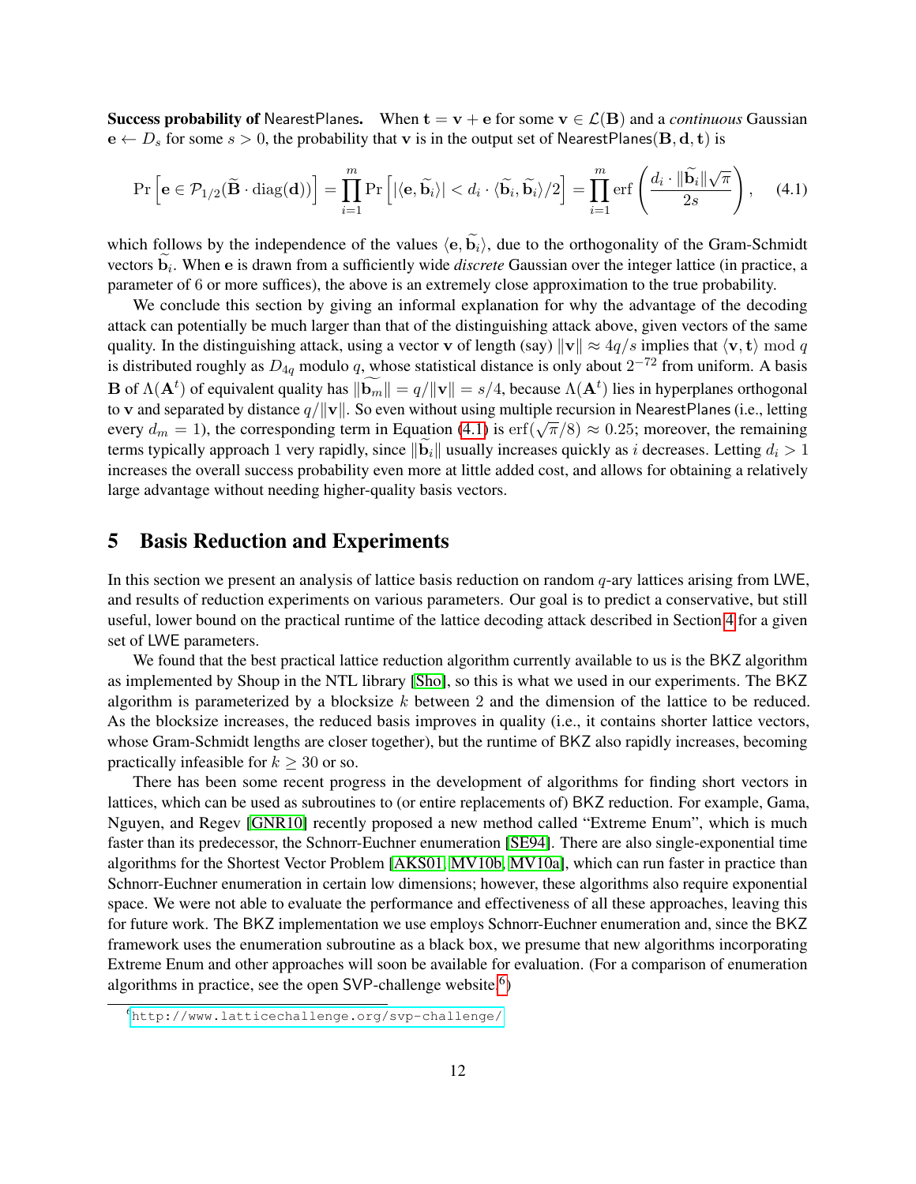**Success probability of** NearestPlanes. When $\mathbf{t} = \mathbf{v} + \mathbf{e}$ for some $\mathbf{v} \in \mathcal{L}(\mathbf{B})$ and a *continuous* Gaussian $\mathbf{e} \leftarrow D_s$ for some $s > 0$, the probability that $\mathbf{v}$ is in the output set of $\mathsf{NearestPlanes}(\mathbf{B}, \mathbf{d}, \mathbf{t})$ is

$$\Pr\left[\mathbf{e} \in \mathcal{P}_{1/2}(\widetilde{\mathbf{B}} \cdot \mathrm{diag}(\mathbf{d}))\right] = \prod_{i=1}^{m} \Pr\left[|\langle \mathbf{e}, \widetilde{\mathbf{b}}_i \rangle| < d_i \cdot \langle \widetilde{\mathbf{b}}_i, \widetilde{\mathbf{b}}_i \rangle / 2\right] = \prod_{i=1}^{m} \mathrm{erf}\left(\frac{d_i \cdot \|\widetilde{\mathbf{b}}_i\| \sqrt{\pi}}{2s}\right), \tag{4.1}$$

which follows by the independence of the values $\langle \mathbf{e}, \widetilde{\mathbf{b}}_i \rangle$, due to the orthogonality of the Gram-Schmidt vectors $\widetilde{\mathbf{b}}_i$. When $\mathbf{e}$ is drawn from a sufficiently wide *discrete* Gaussian over the integer lattice (in practice, a parameter of 6 or more suffices), the above is an extremely close approximation to the true probability.

We conclude this section by giving an informal explanation for why the advantage of the decoding attack can potentially be much larger than that of the distinguishing attack above, given vectors of the same quality. In the distinguishing attack, using a vector $\mathbf{v}$ of length (say) $\|\mathbf{v}\| \approx 4q/s$ implies that $\langle \mathbf{v}, \mathbf{t} \rangle \bmod q$ is distributed roughly as $D_{4q}$ modulo $q$, whose statistical distance is only about $2^{-72}$ from uniform. A basis $\mathbf{B}$ of $\Lambda(\mathbf{A}^t)$ of equivalent quality has $\|\widetilde{\mathbf{b}_m}\| = q/\|\mathbf{v}\| = s/4$, because $\Lambda(\mathbf{A}^t)$ lies in hyperplanes orthogonal to $\mathbf{v}$ and separated by distance $q/\|\mathbf{v}\|$. So even without using multiple recursion in NearestPlanes (i.e., letting every $d_m = 1$), the corresponding term in Equation (4.1) is $\mathrm{erf}(\sqrt{\pi}/8) \approx 0.25$; moreover, the remaining terms typically approach 1 very rapidly, since $\|\widetilde{\mathbf{b}}_i\|$ usually increases quickly as $i$ decreases. Letting $d_i > 1$ increases the overall success probability even more at little added cost, and allows for obtaining a relatively large advantage without needing higher-quality basis vectors.

# 5 Basis Reduction and Experiments

In this section we present an analysis of lattice basis reduction on random $q$-ary lattices arising from LWE, and results of reduction experiments on various parameters. Our goal is to predict a conservative, but still useful, lower bound on the practical runtime of the lattice decoding attack described in Section 4 for a given set of LWE parameters.

We found that the best practical lattice reduction algorithm currently available to us is the BKZ algorithm as implemented by Shoup in the NTL library [Sho], so this is what we used in our experiments. The BKZ algorithm is parameterized by a blocksize $k$ between 2 and the dimension of the lattice to be reduced. As the blocksize increases, the reduced basis improves in quality (i.e., it contains shorter lattice vectors, whose Gram-Schmidt lengths are closer together), but the runtime of BKZ also rapidly increases, becoming practically infeasible for $k \geq 30$ or so.

There has been some recent progress in the development of algorithms for finding short vectors in lattices, which can be used as subroutines to (or entire replacements of) BKZ reduction. For example, Gama, Nguyen, and Regev [GNR10] recently proposed a new method called "Extreme Enum", which is much faster than its predecessor, the Schnorr-Euchner enumeration [SE94]. There are also single-exponential time algorithms for the Shortest Vector Problem [AKS01, MV10b, MV10a], which can run faster in practice than Schnorr-Euchner enumeration in certain low dimensions; however, these algorithms also require exponential space. We were not able to evaluate the performance and effectiveness of all these approaches, leaving this for future work. The BKZ implementation we use employs Schnorr-Euchner enumeration and, since the BKZ framework uses the enumeration subroutine as a black box, we presume that new algorithms incorporating Extreme Enum and other approaches will soon be available for evaluation. (For a comparison of enumeration algorithms in practice, see the open SVP-challenge website.[6])

[6] http://www.latticechallenge.org/svp-challenge/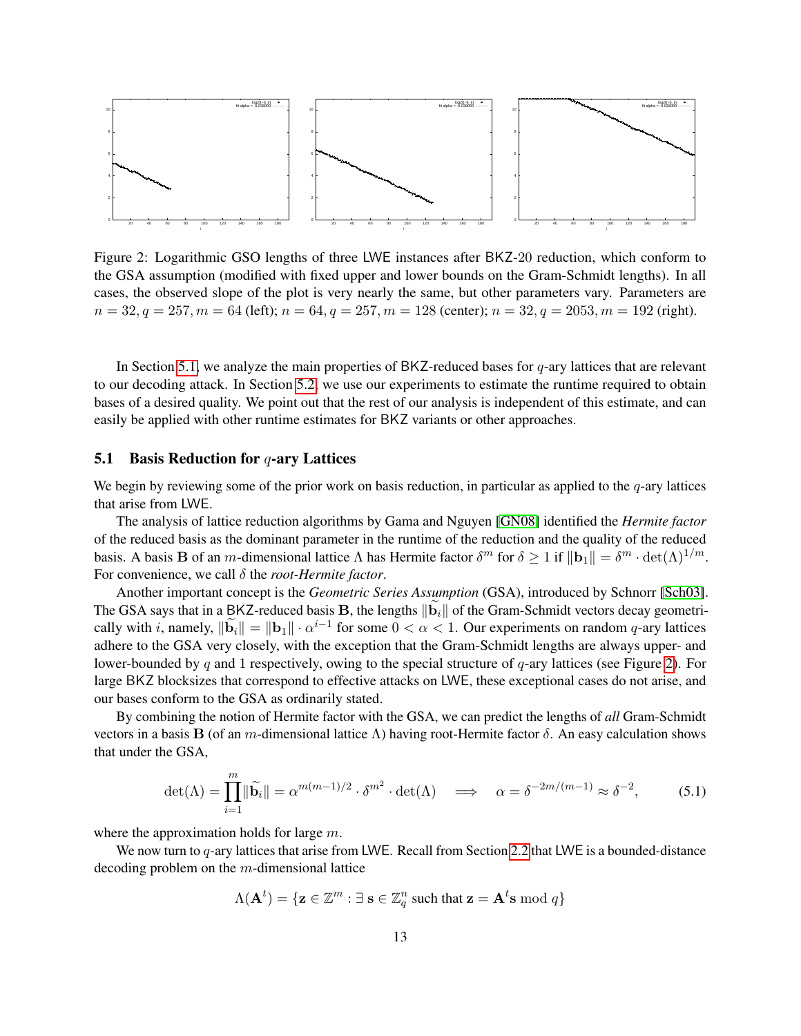Figure 2: Logarithmic GSO lengths of three LWE instances after BKZ-20 reduction, which conform to the GSA assumption (modified with fixed upper and lower bounds on the Gram-Schmidt lengths). In all cases, the observed slope of the plot is very nearly the same, but other parameters vary. Parameters are $n = 32, q = 257, m = 64$ (left); $n = 64, q = 257, m = 128$ (center); $n = 32, q = 2053, m = 192$ (right).

In Section 5.1, we analyze the main properties of BKZ-reduced bases for $q$-ary lattices that are relevant to our decoding attack. In Section 5.2, we use our experiments to estimate the runtime required to obtain bases of a desired quality. We point out that the rest of our analysis is independent of this estimate, and can easily be applied with other runtime estimates for BKZ variants or other approaches.

### 5.1 Basis Reduction for $q$-ary Lattices

We begin by reviewing some of the prior work on basis reduction, in particular as applied to the $q$-ary lattices that arise from LWE.

The analysis of lattice reduction algorithms by Gama and Nguyen [GN08] identified the *Hermite factor* of the reduced basis as the dominant parameter in the runtime of the reduction and the quality of the reduced basis. A basis $\mathbf{B}$ of an $m$-dimensional lattice $\Lambda$ has Hermite factor $\delta^m$ for $\delta \geq 1$ if $\|\mathbf{b}_1\| = \delta^m \cdot \det(\Lambda)^{1/m}$. For convenience, we call $\delta$ the *root-Hermite factor*.

Another important concept is the *Geometric Series Assumption* (GSA), introduced by Schnorr [Sch03]. The GSA says that in a BKZ-reduced basis $\mathbf{B}$, the lengths $\|\widetilde{\mathbf{b}}_i\|$ of the Gram-Schmidt vectors decay geometrically with $i$, namely, $\|\widetilde{\mathbf{b}}_i\| = \|\mathbf{b}_1\| \cdot \alpha^{i-1}$ for some $0 < \alpha < 1$. Our experiments on random $q$-ary lattices adhere to the GSA very closely, with the exception that the Gram-Schmidt lengths are always upper- and lower-bounded by $q$ and 1 respectively, owing to the special structure of $q$-ary lattices (see Figure 2). For large BKZ blocksizes that correspond to effective attacks on LWE, these exceptional cases do not arise, and our bases conform to the GSA as ordinarily stated.

By combining the notion of Hermite factor with the GSA, we can predict the lengths of *all* Gram-Schmidt vectors in a basis $\mathbf{B}$ (of an $m$-dimensional lattice $\Lambda$) having root-Hermite factor $\delta$. An easy calculation shows that under the GSA,

$$\det(\Lambda) = \prod_{i=1}^{m} \|\widetilde{\mathbf{b}}_i\| = \alpha^{m(m-1)/2} \cdot \delta^{m^2} \cdot \det(\Lambda) \quad \Longrightarrow \quad \alpha = \delta^{-2m/(m-1)} \approx \delta^{-2}, \tag{5.1}$$

where the approximation holds for large $m$.

We now turn to $q$-ary lattices that arise from LWE. Recall from Section 2.2 that LWE is a bounded-distance decoding problem on the $m$-dimensional lattice

$$\Lambda(\mathbf{A}^t) = \{\mathbf{z} \in \mathbb{Z}^m : \exists\, \mathbf{s} \in \mathbb{Z}_q^n \text{ such that } \mathbf{z} = \mathbf{A}^t\mathbf{s} \bmod q\}$$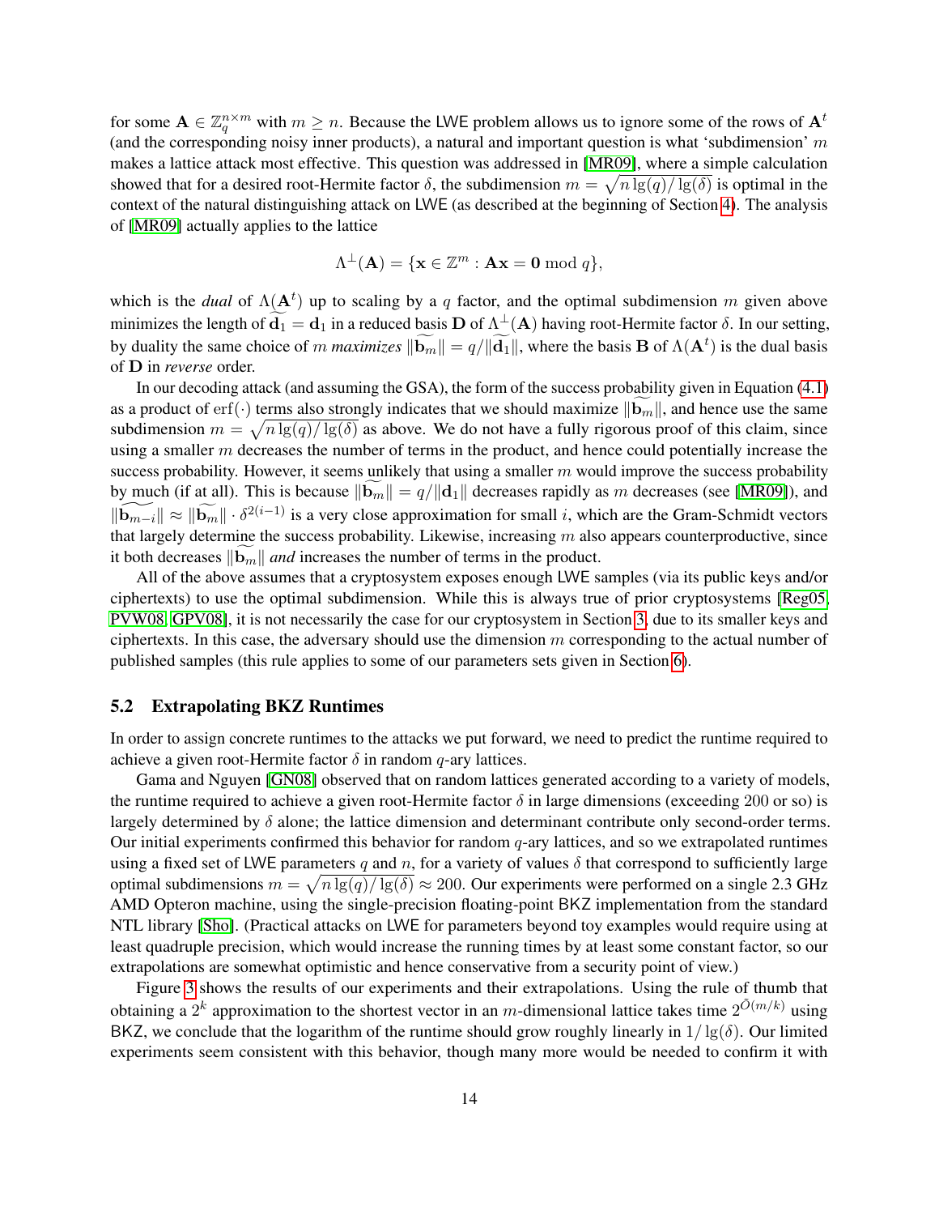for some $\mathbf{A} \in \mathbb{Z}_q^{n \times m}$ with $m \geq n$. Because the LWE problem allows us to ignore some of the rows of $\mathbf{A}^t$ (and the corresponding noisy inner products), a natural and important question is what 'subdimension' $m$ makes a lattice attack most effective. This question was addressed in [MR09], where a simple calculation showed that for a desired root-Hermite factor $\delta$, the subdimension $m = \sqrt{n \lg(q)/\lg(\delta)}$ is optimal in the context of the natural distinguishing attack on LWE (as described at the beginning of Section 4). The analysis of [MR09] actually applies to the lattice

$$\Lambda^{\perp}(\mathbf{A}) = \{\mathbf{x} \in \mathbb{Z}^m : \mathbf{A}\mathbf{x} = \mathbf{0} \bmod q\},$$

which is the *dual* of $\Lambda(\mathbf{A}^t)$ up to scaling by a $q$ factor, and the optimal subdimension $m$ given above minimizes the length of $\widetilde{\mathbf{d}_1} = \mathbf{d}_1$ in a reduced basis $\mathbf{D}$ of $\Lambda^{\perp}(\mathbf{A})$ having root-Hermite factor $\delta$. In our setting, by duality the same choice of $m$ *maximizes* $\|\widetilde{\mathbf{b}_m}\| = q/\|\widetilde{\mathbf{d}_1}\|$, where the basis $\mathbf{B}$ of $\Lambda(\mathbf{A}^t)$ is the dual basis of $\mathbf{D}$ in *reverse* order.

In our decoding attack (and assuming the GSA), the form of the success probability given in Equation (4.1) as a product of $\mathrm{erf}(\cdot)$ terms also strongly indicates that we should maximize $\|\widetilde{\mathbf{b}_m}\|$, and hence use the same subdimension $m = \sqrt{n \lg(q)/\lg(\delta)}$ as above. We do not have a fully rigorous proof of this claim, since using a smaller $m$ decreases the number of terms in the product, and hence could potentially increase the success probability. However, it seems unlikely that using a smaller $m$ would improve the success probability by much (if at all). This is because $\|\widetilde{\mathbf{b}_m}\| = q/\|\mathbf{d}_1\|$ decreases rapidly as $m$ decreases (see [MR09]), and $\|\widetilde{\mathbf{b}_{m-i}}\| \approx \|\widetilde{\mathbf{b}_m}\| \cdot \delta^{2(i-1)}$ is a very close approximation for small $i$, which are the Gram-Schmidt vectors that largely determine the success probability. Likewise, increasing $m$ also appears counterproductive, since it both decreases $\|\widetilde{\mathbf{b}_m}\|$ *and* increases the number of terms in the product.

All of the above assumes that a cryptosystem exposes enough LWE samples (via its public keys and/or ciphertexts) to use the optimal subdimension. While this is always true of prior cryptosystems [Reg05, PVW08, GPV08], it is not necessarily the case for our cryptosystem in Section 3, due to its smaller keys and ciphertexts. In this case, the adversary should use the dimension $m$ corresponding to the actual number of published samples (this rule applies to some of our parameters sets given in Section 6).

### 5.2 Extrapolating BKZ Runtimes

In order to assign concrete runtimes to the attacks we put forward, we need to predict the runtime required to achieve a given root-Hermite factor $\delta$ in random $q$-ary lattices.

Gama and Nguyen [GN08] observed that on random lattices generated according to a variety of models, the runtime required to achieve a given root-Hermite factor $\delta$ in large dimensions (exceeding 200 or so) is largely determined by $\delta$ alone; the lattice dimension and determinant contribute only second-order terms. Our initial experiments confirmed this behavior for random $q$-ary lattices, and so we extrapolated runtimes using a fixed set of LWE parameters $q$ and $n$, for a variety of values $\delta$ that correspond to sufficiently large optimal subdimensions $m = \sqrt{n \lg(q)/\lg(\delta)} \approx 200$. Our experiments were performed on a single 2.3 GHz AMD Opteron machine, using the single-precision floating-point BKZ implementation from the standard NTL library [Sho]. (Practical attacks on LWE for parameters beyond toy examples would require using at least quadruple precision, which would increase the running times by at least some constant factor, so our extrapolations are somewhat optimistic and hence conservative from a security point of view.)

Figure 3 shows the results of our experiments and their extrapolations. Using the rule of thumb that obtaining a $2^k$ approximation to the shortest vector in an $m$-dimensional lattice takes time $2^{\tilde{O}(m/k)}$ using BKZ, we conclude that the logarithm of the runtime should grow roughly linearly in $1/\lg(\delta)$. Our limited experiments seem consistent with this behavior, though many more would be needed to confirm it with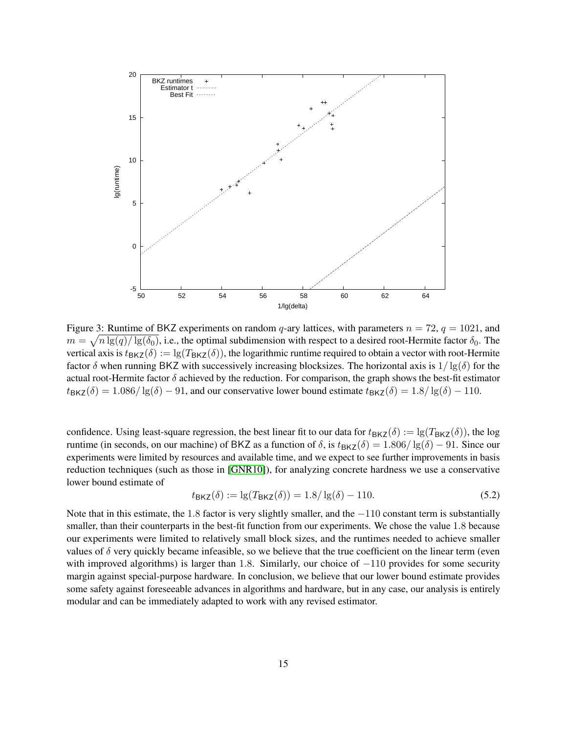Figure 3: Runtime of BKZ experiments on random $q$-ary lattices, with parameters $n = 72$, $q = 1021$, and $m = \sqrt{n \lg(q)/\lg(\delta_0)}$, i.e., the optimal subdimension with respect to a desired root-Hermite factor $\delta_0$. The vertical axis is $t_{\mathsf{BKZ}}(\delta) := \lg(T_{\mathsf{BKZ}}(\delta))$, the logarithmic runtime required to obtain a vector with root-Hermite factor $\delta$ when running BKZ with successively increasing blocksizes. The horizontal axis is $1/\lg(\delta)$ for the actual root-Hermite factor $\delta$ achieved by the reduction. For comparison, the graph shows the best-fit estimator $t_{\mathsf{BKZ}}(\delta) = 1.086/\lg(\delta) - 91$, and our conservative lower bound estimate $t_{\mathsf{BKZ}}(\delta) = 1.8/\lg(\delta) - 110$.

confidence. Using least-square regression, the best linear fit to our data for $t_{\mathsf{BKZ}}(\delta) := \lg(T_{\mathsf{BKZ}}(\delta))$, the log runtime (in seconds, on our machine) of BKZ as a function of $\delta$, is $t_{\mathsf{BKZ}}(\delta) = 1.806/\lg(\delta) - 91$. Since our experiments were limited by resources and available time, and we expect to see further improvements in basis reduction techniques (such as those in [GNR10]), for analyzing concrete hardness we use a conservative lower bound estimate of

$$t_{\mathsf{BKZ}}(\delta) := \lg(T_{\mathsf{BKZ}}(\delta)) = 1.8/\lg(\delta) - 110. \tag{5.2}$$

Note that in this estimate, the 1.8 factor is very slightly smaller, and the $-110$ constant term is substantially smaller, than their counterparts in the best-fit function from our experiments. We chose the value 1.8 because our experiments were limited to relatively small block sizes, and the runtimes needed to achieve smaller values of $\delta$ very quickly became infeasible, so we believe that the true coefficient on the linear term (even with improved algorithms) is larger than 1.8. Similarly, our choice of $-110$ provides for some security margin against special-purpose hardware. In conclusion, we believe that our lower bound estimate provides some safety against foreseeable advances in algorithms and hardware, but in any case, our analysis is entirely modular and can be immediately adapted to work with any revised estimator.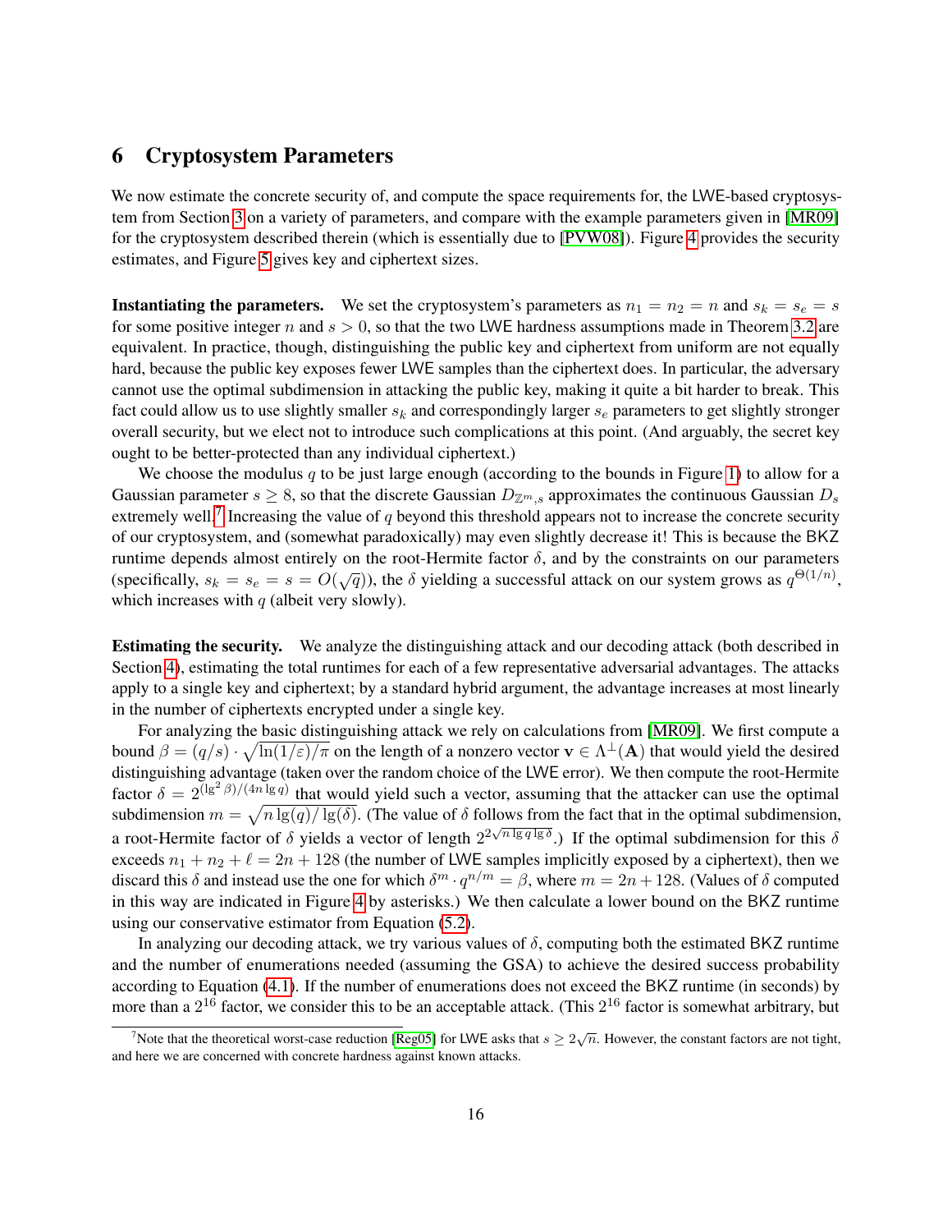## 6 Cryptosystem Parameters

We now estimate the concrete security of, and compute the space requirements for, the LWE-based cryptosystem from Section 3 on a variety of parameters, and compare with the example parameters given in [MR09] for the cryptosystem described therein (which is essentially due to [PVW08]). Figure 4 provides the security estimates, and Figure 5 gives key and ciphertext sizes.

**Instantiating the parameters.** We set the cryptosystem's parameters as $n_1 = n_2 = n$ and $s_k = s_e = s$ for some positive integer $n$ and $s > 0$, so that the two LWE hardness assumptions made in Theorem 3.2 are equivalent. In practice, though, distinguishing the public key and ciphertext from uniform are not equally hard, because the public key exposes fewer LWE samples than the ciphertext does. In particular, the adversary cannot use the optimal subdimension in attacking the public key, making it quite a bit harder to break. This fact could allow us to use slightly smaller $s_k$ and correspondingly larger $s_e$ parameters to get slightly stronger overall security, but we elect not to introduce such complications at this point. (And arguably, the secret key ought to be better-protected than any individual ciphertext.)

We choose the modulus $q$ to be just large enough (according to the bounds in Figure 1) to allow for a Gaussian parameter $s \geq 8$, so that the discrete Gaussian $D_{\mathbb{Z}^m,s}$ approximates the continuous Gaussian $D_s$ extremely well.[7] Increasing the value of $q$ beyond this threshold appears not to increase the concrete security of our cryptosystem, and (somewhat paradoxically) may even slightly decrease it! This is because the BKZ runtime depends almost entirely on the root-Hermite factor $\delta$, and by the constraints on our parameters (specifically, $s_k = s_e = s = O(\sqrt{q})$), the $\delta$ yielding a successful attack on our system grows as $q^{\Theta(1/n)}$, which increases with $q$ (albeit very slowly).

**Estimating the security.** We analyze the distinguishing attack and our decoding attack (both described in Section 4), estimating the total runtimes for each of a few representative adversarial advantages. The attacks apply to a single key and ciphertext; by a standard hybrid argument, the advantage increases at most linearly in the number of ciphertexts encrypted under a single key.

For analyzing the basic distinguishing attack we rely on calculations from [MR09]. We first compute a bound $\beta = (q/s) \cdot \sqrt{\ln(1/\varepsilon)/\pi}$ on the length of a nonzero vector $\mathbf{v} \in \Lambda^{\perp}(\mathbf{A})$ that would yield the desired distinguishing advantage (taken over the random choice of the LWE error). We then compute the root-Hermite factor $\delta = 2^{(\lg^2 \beta)/(4n \lg q)}$ that would yield such a vector, assuming that the attacker can use the optimal subdimension $m = \sqrt{n \lg(q)/\lg(\delta)}$. (The value of $\delta$ follows from the fact that in the optimal subdimension, a root-Hermite factor of $\delta$ yields a vector of length $2^{2\sqrt{n \lg q \lg \delta}}$.) If the optimal subdimension for this $\delta$ exceeds $n_1 + n_2 + \ell = 2n + 128$ (the number of LWE samples implicitly exposed by a ciphertext), then we discard this $\delta$ and instead use the one for which $\delta^m \cdot q^{n/m} = \beta$, where $m = 2n + 128$. (Values of $\delta$ computed in this way are indicated in Figure 4 by asterisks.) We then calculate a lower bound on the BKZ runtime using our conservative estimator from Equation (5.2).

In analyzing our decoding attack, we try various values of $\delta$, computing both the estimated BKZ runtime and the number of enumerations needed (assuming the GSA) to achieve the desired success probability according to Equation (4.1). If the number of enumerations does not exceed the BKZ runtime (in seconds) by more than a $2^{16}$ factor, we consider this to be an acceptable attack. (This $2^{16}$ factor is somewhat arbitrary, but

[7] Note that the theoretical worst-case reduction [Reg05] for LWE asks that $s \geq 2\sqrt{n}$. However, the constant factors are not tight, and here we are concerned with concrete hardness against known attacks.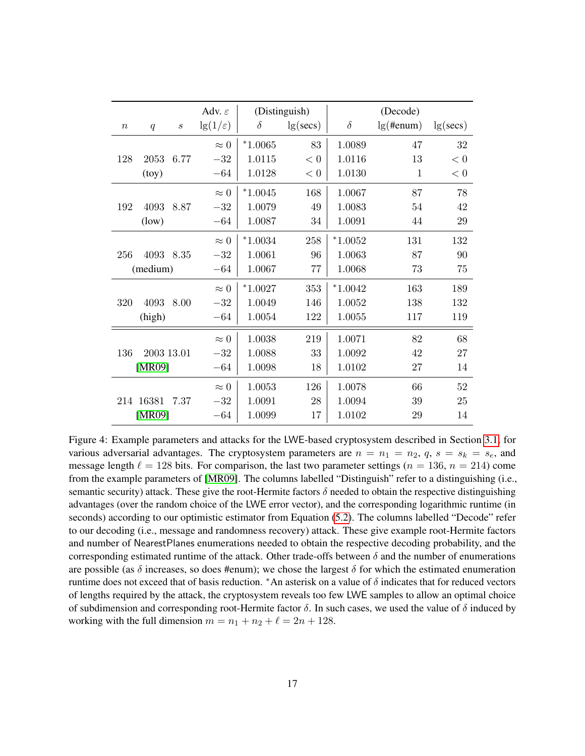| $n$ | $q$ | $s$ | Adv. $\varepsilon$ $\lg(1/\varepsilon)$ | (Distinguish) $\delta$ | $\lg(\text{secs})$ | (Decode) $\delta$ | $\lg(\text{\#enum})$ | $\lg(\text{secs})$ |
|---|---|---|---|---|---|---|---|---|
| | | | $\approx 0$ | $^*1.0065$ | 83 | 1.0089 | 47 | 32 |
| 128 | 2053 | 6.77 | $-32$ | 1.0115 | $< 0$ | 1.0116 | 13 | $< 0$ |
| | (toy) | | $-64$ | 1.0128 | $< 0$ | 1.0130 | 1 | $< 0$ |
| | | | $\approx 0$ | $^*1.0045$ | 168 | 1.0067 | 87 | 78 |
| 192 | 4093 | 8.87 | $-32$ | 1.0079 | 49 | 1.0083 | 54 | 42 |
| | (low) | | $-64$ | 1.0087 | 34 | 1.0091 | 44 | 29 |
| | | | $\approx 0$ | $^*1.0034$ | 258 | $^*1.0052$ | 131 | 132 |
| 256 | 4093 | 8.35 | $-32$ | 1.0061 | 96 | 1.0063 | 87 | 90 |
| | (medium) | | $-64$ | 1.0067 | 77 | 1.0068 | 73 | 75 |
| | | | $\approx 0$ | $^*1.0027$ | 353 | $^*1.0042$ | 163 | 189 |
| 320 | 4093 | 8.00 | $-32$ | 1.0049 | 146 | 1.0052 | 138 | 132 |
| | (high) | | $-64$ | 1.0054 | 122 | 1.0055 | 117 | 119 |
| | | | $\approx 0$ | 1.0038 | 219 | 1.0071 | 82 | 68 |
| 136 | 2003 | 13.01 | $-32$ | 1.0088 | 33 | 1.0092 | 42 | 27 |
| | [MR09] | | $-64$ | 1.0098 | 18 | 1.0102 | 27 | 14 |
| | | | $\approx 0$ | 1.0053 | 126 | 1.0078 | 66 | 52 |
| 214 | 16381 | 7.37 | $-32$ | 1.0091 | 28 | 1.0094 | 39 | 25 |
| | [MR09] | | $-64$ | 1.0099 | 17 | 1.0102 | 29 | 14 |

Figure 4: Example parameters and attacks for the LWE-based cryptosystem described in Section 3.1, for various adversarial advantages. The cryptosystem parameters are $n = n_1 = n_2$, $q$, $s = s_k = s_e$, and message length $\ell = 128$ bits. For comparison, the last two parameter settings ($n = 136$, $n = 214$) come from the example parameters of [MR09]. The columns labelled "Distinguish" refer to a distinguishing (i.e., semantic security) attack. These give the root-Hermite factors $\delta$ needed to obtain the respective distinguishing advantages (over the random choice of the LWE error vector), and the corresponding logarithmic runtime (in seconds) according to our optimistic estimator from Equation (5.2). The columns labelled "Decode" refer to our decoding (i.e., message and randomness recovery) attack. These give example root-Hermite factors and number of NearestPlanes enumerations needed to obtain the respective decoding probability, and the corresponding estimated runtime of the attack. Other trade-offs between $\delta$ and the number of enumerations are possible (as $\delta$ increases, so does #enum); we chose the largest $\delta$ for which the estimated enumeration runtime does not exceed that of basis reduction. $^*$An asterisk on a value of $\delta$ indicates that for reduced vectors of lengths required by the attack, the cryptosystem reveals too few LWE samples to allow an optimal choice of subdimension and corresponding root-Hermite factor $\delta$. In such cases, we used the value of $\delta$ induced by working with the full dimension $m = n_1 + n_2 + \ell = 2n + 128$.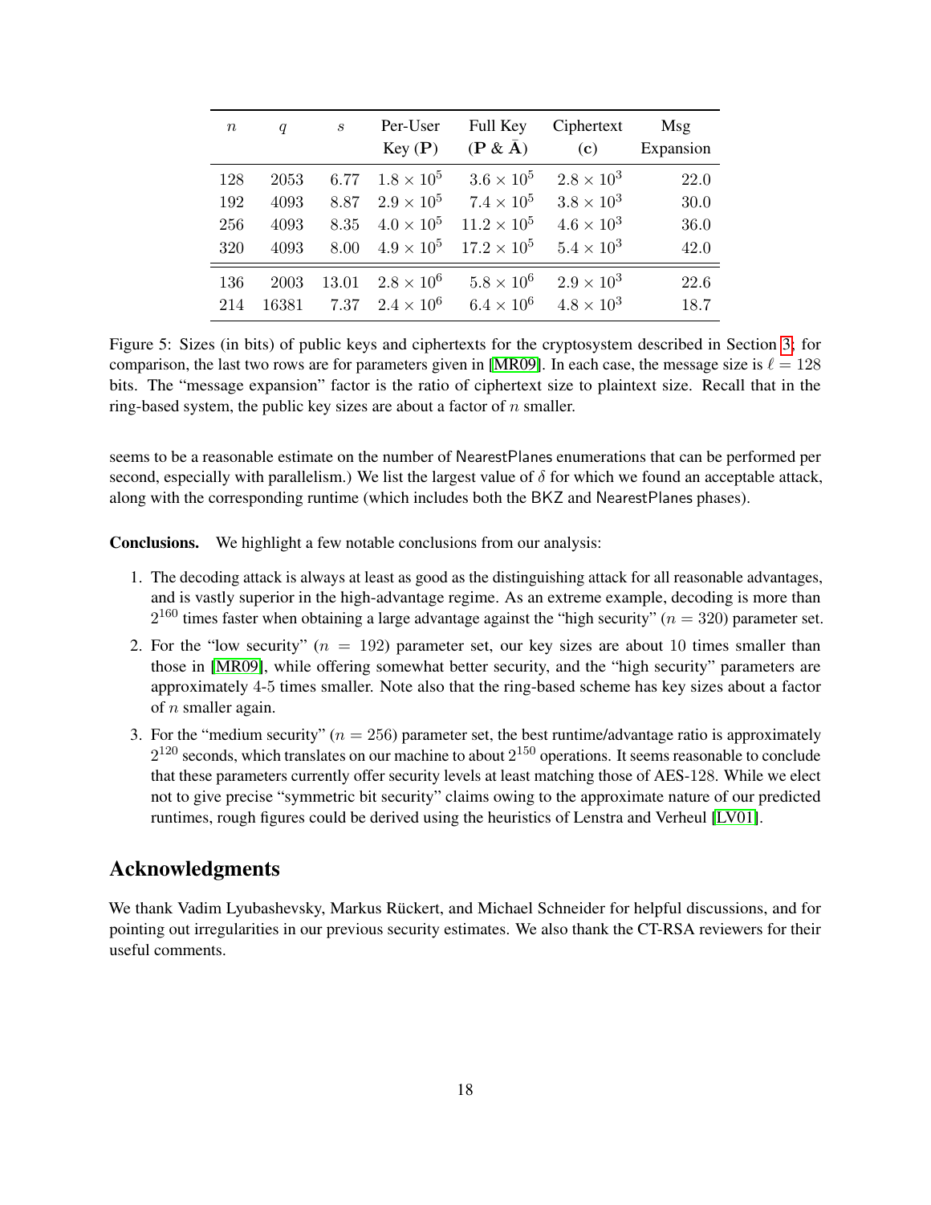| $n$ | $q$ | $s$ | Per-User Key ($\mathbf{P}$) | Full Key ($\mathbf{P}$ & $\bar{\mathbf{A}}$) | Ciphertext ($\mathbf{c}$) | Msg Expansion |
|---|---|---|---|---|---|---|
| 128 | 2053 | 6.77 | $1.8 \times 10^5$ | $3.6 \times 10^5$ | $2.8 \times 10^3$ | 22.0 |
| 192 | 4093 | 8.87 | $2.9 \times 10^5$ | $7.4 \times 10^5$ | $3.8 \times 10^3$ | 30.0 |
| 256 | 4093 | 8.35 | $4.0 \times 10^5$ | $11.2 \times 10^5$ | $4.6 \times 10^3$ | 36.0 |
| 320 | 4093 | 8.00 | $4.9 \times 10^5$ | $17.2 \times 10^5$ | $5.4 \times 10^3$ | 42.0 |
| 136 | 2003 | 13.01 | $2.8 \times 10^6$ | $5.8 \times 10^6$ | $2.9 \times 10^3$ | 22.6 |
| 214 | 16381 | 7.37 | $2.4 \times 10^6$ | $6.4 \times 10^6$ | $4.8 \times 10^3$ | 18.7 |

Figure 5: Sizes (in bits) of public keys and ciphertexts for the cryptosystem described in Section 3; for comparison, the last two rows are for parameters given in [MR09]. In each case, the message size is $\ell = 128$ bits. The "message expansion" factor is the ratio of ciphertext size to plaintext size. Recall that in the ring-based system, the public key sizes are about a factor of $n$ smaller.

seems to be a reasonable estimate on the number of NearestPlanes enumerations that can be performed per second, especially with parallelism.) We list the largest value of $\delta$ for which we found an acceptable attack, along with the corresponding runtime (which includes both the BKZ and NearestPlanes phases).

**Conclusions.** We highlight a few notable conclusions from our analysis:

1. The decoding attack is always at least as good as the distinguishing attack for all reasonable advantages, and is vastly superior in the high-advantage regime. As an extreme example, decoding is more than $2^{160}$ times faster when obtaining a large advantage against the "high security" ($n = 320$) parameter set.
2. For the "low security" ($n = 192$) parameter set, our key sizes are about 10 times smaller than those in [MR09], while offering somewhat better security, and the "high security" parameters are approximately 4-5 times smaller. Note also that the ring-based scheme has key sizes about a factor of $n$ smaller again.
3. For the "medium security" ($n = 256$) parameter set, the best runtime/advantage ratio is approximately $2^{120}$ seconds, which translates on our machine to about $2^{150}$ operations. It seems reasonable to conclude that these parameters currently offer security levels at least matching those of AES-128. While we elect not to give precise "symmetric bit security" claims owing to the approximate nature of our predicted runtimes, rough figures could be derived using the heuristics of Lenstra and Verheul [LV01].

## Acknowledgments

We thank Vadim Lyubashevsky, Markus Rückert, and Michael Schneider for helpful discussions, and for pointing out irregularities in our previous security estimates. We also thank the CT-RSA reviewers for their useful comments.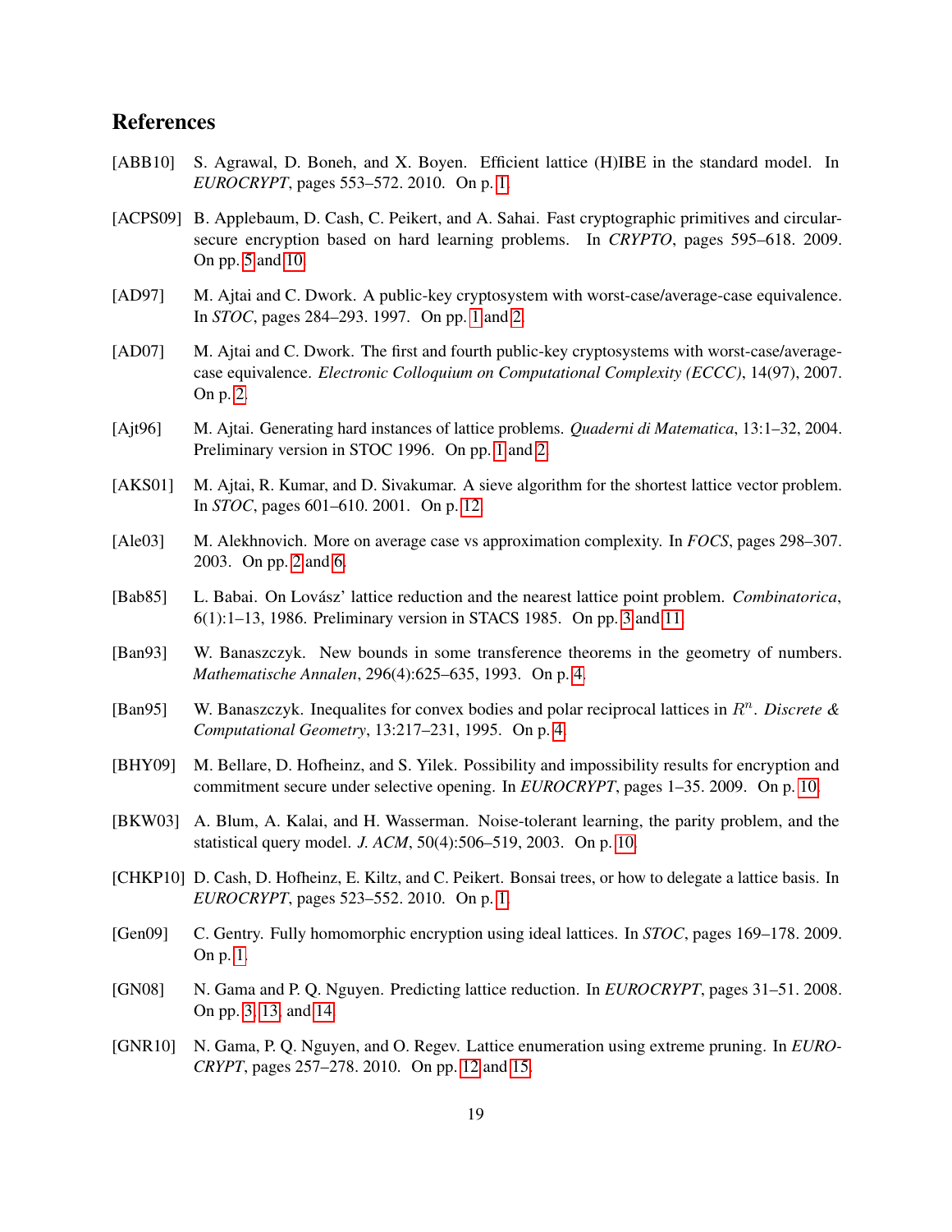## References

[ABB10] S. Agrawal, D. Boneh, and X. Boyen. Efficient lattice (H)IBE in the standard model. In *EUROCRYPT*, pages 553–572. 2010. On p. 1.

[ACPS09] B. Applebaum, D. Cash, C. Peikert, and A. Sahai. Fast cryptographic primitives and circular-secure encryption based on hard learning problems. In *CRYPTO*, pages 595–618. 2009. On pp. 5 and 10.

[AD97] M. Ajtai and C. Dwork. A public-key cryptosystem with worst-case/average-case equivalence. In *STOC*, pages 284–293. 1997. On pp. 1 and 2.

[AD07] M. Ajtai and C. Dwork. The first and fourth public-key cryptosystems with worst-case/average-case equivalence. *Electronic Colloquium on Computational Complexity (ECCC)*, 14(97), 2007. On p. 2.

[Ajt96] M. Ajtai. Generating hard instances of lattice problems. *Quaderni di Matematica*, 13:1–32, 2004. Preliminary version in STOC 1996. On pp. 1 and 2.

[AKS01] M. Ajtai, R. Kumar, and D. Sivakumar. A sieve algorithm for the shortest lattice vector problem. In *STOC*, pages 601–610. 2001. On p. 12.

[Ale03] M. Alekhnovich. More on average case vs approximation complexity. In *FOCS*, pages 298–307. 2003. On pp. 2 and 6.

[Bab85] L. Babai. On Lovász' lattice reduction and the nearest lattice point problem. *Combinatorica*, 6(1):1–13, 1986. Preliminary version in STACS 1985. On pp. 3 and 11.

[Ban93] W. Banaszczyk. New bounds in some transference theorems in the geometry of numbers. *Mathematische Annalen*, 296(4):625–635, 1993. On p. 4.

[Ban95] W. Banaszczyk. Inequalites for convex bodies and polar reciprocal lattices in $R^n$. *Discrete & Computational Geometry*, 13:217–231, 1995. On p. 4.

[BHY09] M. Bellare, D. Hofheinz, and S. Yilek. Possibility and impossibility results for encryption and commitment secure under selective opening. In *EUROCRYPT*, pages 1–35. 2009. On p. 10.

[BKW03] A. Blum, A. Kalai, and H. Wasserman. Noise-tolerant learning, the parity problem, and the statistical query model. *J. ACM*, 50(4):506–519, 2003. On p. 10.

[CHKP10] D. Cash, D. Hofheinz, E. Kiltz, and C. Peikert. Bonsai trees, or how to delegate a lattice basis. In *EUROCRYPT*, pages 523–552. 2010. On p. 1.

[Gen09] C. Gentry. Fully homomorphic encryption using ideal lattices. In *STOC*, pages 169–178. 2009. On p. 1.

[GN08] N. Gama and P. Q. Nguyen. Predicting lattice reduction. In *EUROCRYPT*, pages 31–51. 2008. On pp. 3, 13, and 14.

[GNR10] N. Gama, P. Q. Nguyen, and O. Regev. Lattice enumeration using extreme pruning. In *EUROCRYPT*, pages 257–278. 2010. On pp. 12 and 15.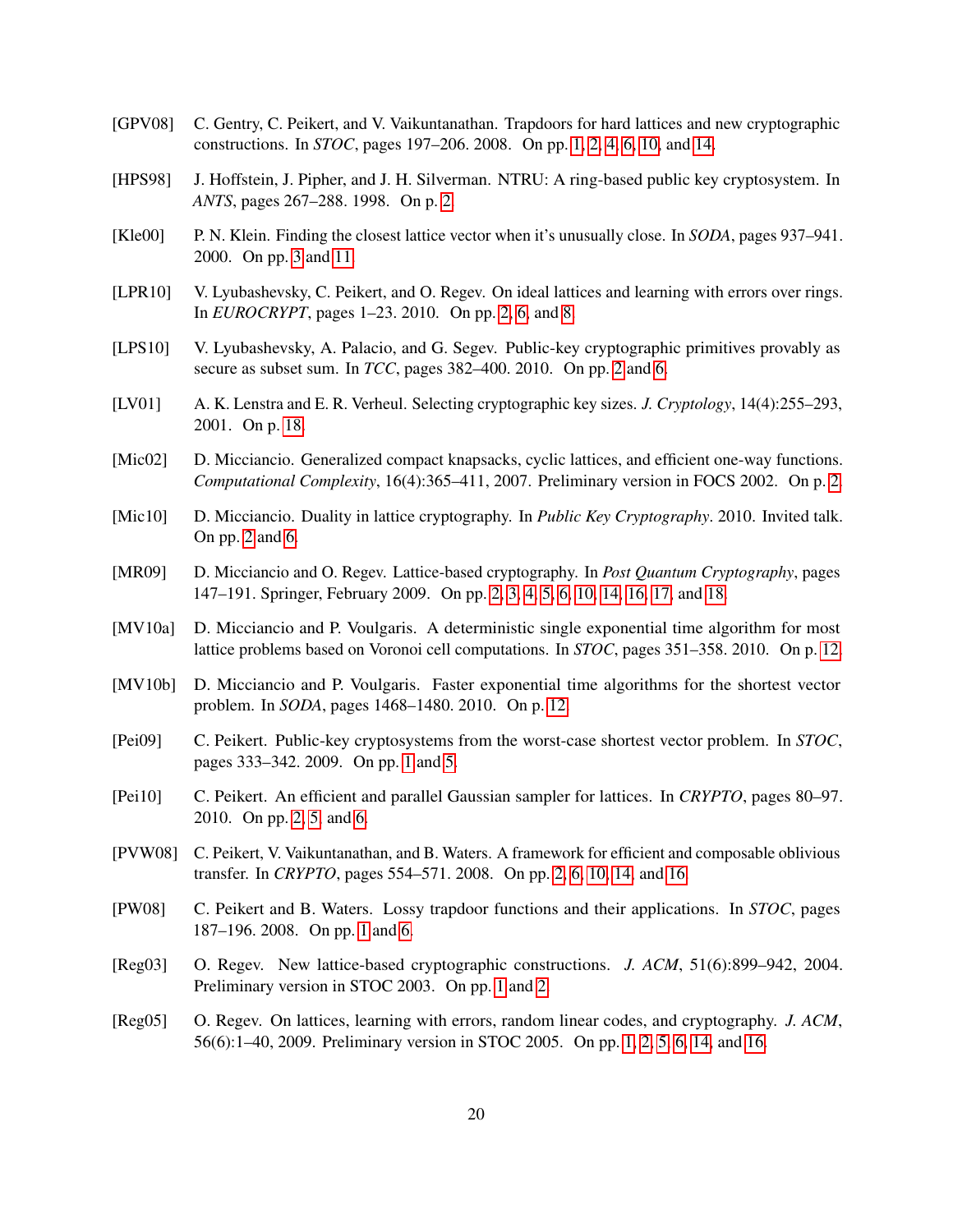[GPV08] C. Gentry, C. Peikert, and V. Vaikuntanathan. Trapdoors for hard lattices and new cryptographic constructions. In *STOC*, pages 197–206. 2008. On pp. 1, 2, 4, 6, 10, and 14.

[HPS98] J. Hoffstein, J. Pipher, and J. H. Silverman. NTRU: A ring-based public key cryptosystem. In *ANTS*, pages 267–288. 1998. On p. 2.

[Kle00] P. N. Klein. Finding the closest lattice vector when it's unusually close. In *SODA*, pages 937–941. 2000. On pp. 3 and 11.

[LPR10] V. Lyubashevsky, C. Peikert, and O. Regev. On ideal lattices and learning with errors over rings. In *EUROCRYPT*, pages 1–23. 2010. On pp. 2, 6, and 8.

[LPS10] V. Lyubashevsky, A. Palacio, and G. Segev. Public-key cryptographic primitives provably as secure as subset sum. In *TCC*, pages 382–400. 2010. On pp. 2 and 6.

[LV01] A. K. Lenstra and E. R. Verheul. Selecting cryptographic key sizes. *J. Cryptology*, 14(4):255–293, 2001. On p. 18.

[Mic02] D. Micciancio. Generalized compact knapsacks, cyclic lattices, and efficient one-way functions. *Computational Complexity*, 16(4):365–411, 2007. Preliminary version in FOCS 2002. On p. 2.

[Mic10] D. Micciancio. Duality in lattice cryptography. In *Public Key Cryptography*. 2010. Invited talk. On pp. 2 and 6.

[MR09] D. Micciancio and O. Regev. Lattice-based cryptography. In *Post Quantum Cryptography*, pages 147–191. Springer, February 2009. On pp. 2, 3, 4, 5, 6, 10, 14, 16, 17, and 18.

[MV10a] D. Micciancio and P. Voulgaris. A deterministic single exponential time algorithm for most lattice problems based on Voronoi cell computations. In *STOC*, pages 351–358. 2010. On p. 12.

[MV10b] D. Micciancio and P. Voulgaris. Faster exponential time algorithms for the shortest vector problem. In *SODA*, pages 1468–1480. 2010. On p. 12.

[Pei09] C. Peikert. Public-key cryptosystems from the worst-case shortest vector problem. In *STOC*, pages 333–342. 2009. On pp. 1 and 5.

[Pei10] C. Peikert. An efficient and parallel Gaussian sampler for lattices. In *CRYPTO*, pages 80–97. 2010. On pp. 2, 5, and 6.

[PVW08] C. Peikert, V. Vaikuntanathan, and B. Waters. A framework for efficient and composable oblivious transfer. In *CRYPTO*, pages 554–571. 2008. On pp. 2, 6, 10, 14, and 16.

[PW08] C. Peikert and B. Waters. Lossy trapdoor functions and their applications. In *STOC*, pages 187–196. 2008. On pp. 1 and 6.

[Reg03] O. Regev. New lattice-based cryptographic constructions. *J. ACM*, 51(6):899–942, 2004. Preliminary version in STOC 2003. On pp. 1 and 2.

[Reg05] O. Regev. On lattices, learning with errors, random linear codes, and cryptography. *J. ACM*, 56(6):1–40, 2009. Preliminary version in STOC 2005. On pp. 1, 2, 5, 6, 14, and 16.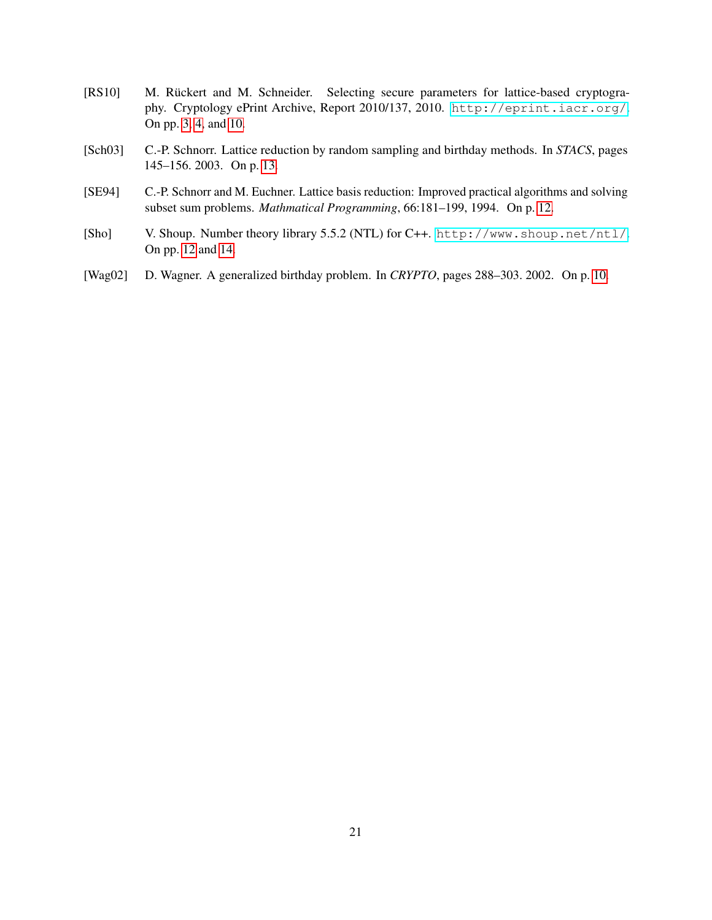[RS10] M. Rückert and M. Schneider. Selecting secure parameters for lattice-based cryptography. Cryptology ePrint Archive, Report 2010/137, 2010. http://eprint.iacr.org/. On pp. 3, 4, and 10.

[Sch03] C.-P. Schnorr. Lattice reduction by random sampling and birthday methods. In *STACS*, pages 145–156. 2003. On p. 13.

[SE94] C.-P. Schnorr and M. Euchner. Lattice basis reduction: Improved practical algorithms and solving subset sum problems. *Mathmatical Programming*, 66:181–199, 1994. On p. 12.

[Sho] V. Shoup. Number theory library 5.5.2 (NTL) for C++. http://www.shoup.net/ntl/. On pp. 12 and 14.

[Wag02] D. Wagner. A generalized birthday problem. In *CRYPTO*, pages 288–303. 2002. On p. 10.